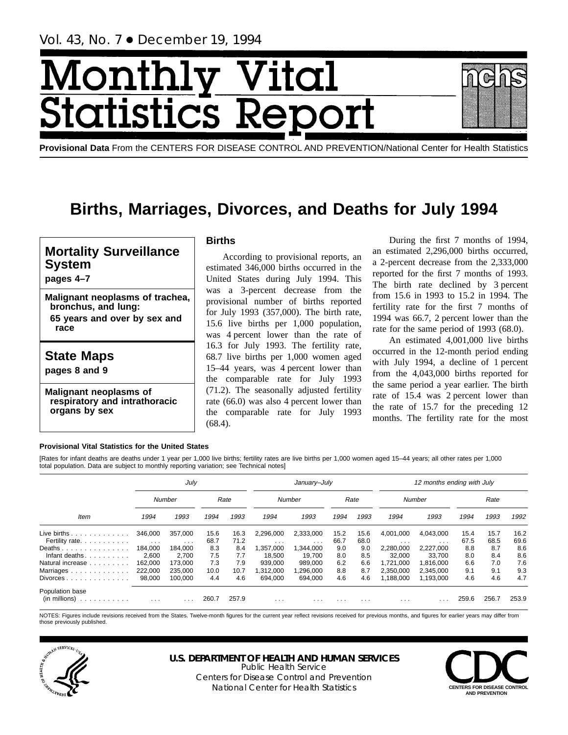Vol. 43, No. 7 • December 19, 1994

# Monthly Vital Statistics Report

**Provisional Data** From the CENTERS FOR DISEASE CONTROL AND PREVENTION/National Center for Health Statistics

# Births, Marriages, Divorces, and Deaths for July 1994

**Mortality Surveillance System**
**pages 4–7**

**Malignant neoplasms of trachea, bronchus, and lung:**
**65 years and over by sex and race**

**State Maps**
**pages 8 and 9**

**Malignant neoplasms of respiratory and intrathoracic organs by sex**

## Births

According to provisional reports, an estimated 346,000 births occurred in the United States during July 1994. This was a 3-percent decrease from the provisional number of births reported for July 1993 (357,000). The birth rate, 15.6 live births per 1,000 population, was 4 percent lower than the rate of 16.3 for July 1993. The fertility rate, 68.7 live births per 1,000 women aged 15–44 years, was 4 percent lower than the comparable rate for July 1993 (71.2). The seasonally adjusted fertility rate (66.0) was also 4 percent lower than the comparable rate for July 1993 (68.4).

During the first 7 months of 1994, an estimated 2,296,000 births occurred, a 2-percent decrease from the 2,333,000 reported for the first 7 months of 1993. The birth rate declined by 3 percent from 15.6 in 1993 to 15.2 in 1994. The fertility rate for the first 7 months of 1994 was 66.7, 2 percent lower than the rate for the same period of 1993 (68.0).

An estimated 4,001,000 live births occurred in the 12-month period ending with July 1994, a decline of 1 percent from the 4,043,000 births reported for the same period a year earlier. The birth rate of 15.4 was 2 percent lower than the rate of 15.7 for the preceding 12 months. The fertility rate for the most

**Provisional Vital Statistics for the United States**

[Rates for infant deaths are deaths under 1 year per 1,000 live births; fertility rates are live births per 1,000 women aged 15–44 years; all other rates per 1,000 total population. Data are subject to monthly reporting variation; see Technical notes]

| Item | July | | | | January–July | | | | 12 months ending with July | | | | |
|---|---|---|---|---|---|---|---|---|---|---|---|---|---|
| | Number | | Rate | | Number | | Rate | | Number | | Rate | | |
| | 1994 | 1993 | 1994 | 1993 | 1994 | 1993 | 1994 | 1993 | 1994 | 1993 | 1994 | 1993 | 1992 |
| Live births | 346,000 | 357,000 | 15.6 | 16.3 | 2,296,000 | 2,333,000 | 15.2 | 15.6 | 4,001,000 | 4,043,000 | 15.4 | 15.7 | 16.2 |
| Fertility rate | . . . | . . . | 68.7 | 71.2 | . . . | . . . | 66.7 | 68.0 | . . . | . . . | 67.5 | 68.5 | 69.6 |
| Deaths | 184,000 | 184,000 | 8.3 | 8.4 | 1,357,000 | 1,344,000 | 9.0 | 9.0 | 2,280,000 | 2,227,000 | 8.8 | 8.7 | 8.6 |
| Infant deaths | 2,600 | 2,700 | 7.5 | 7.7 | 18,500 | 19,700 | 8.0 | 8.5 | 32,000 | 33,700 | 8.0 | 8.4 | 8.6 |
| Natural increase | 162,000 | 173,000 | 7.3 | 7.9 | 939,000 | 989,000 | 6.2 | 6.6 | 1,721,000 | 1,816,000 | 6.6 | 7.0 | 7.6 |
| Marriages | 222,000 | 235,000 | 10.0 | 10.7 | 1,312,000 | 1,296,000 | 8.8 | 8.7 | 2,350,000 | 2,345,000 | 9.1 | 9.1 | 9.3 |
| Divorces | 98,000 | 100,000 | 4.4 | 4.6 | 694,000 | 694,000 | 4.6 | 4.6 | 1,188,000 | 1,193,000 | 4.6 | 4.6 | 4.7 |
| Population base (in millions) | . . . | . . . | 260.7 | 257.9 | . . . | . . . | . . . | . . . | . . . | . . . | 259.6 | 256.7 | 253.9 |

NOTES: Figures include revisions received from the States. Twelve-month figures for the current year reflect revisions received for previous months, and figures for earlier years may differ from those previously published.

**U.S. DEPARTMENT OF HEALTH AND HUMAN SERVICES**
Public Health Service
Centers for Disease Control and Prevention
National Center for Health Statistics

CENTERS FOR DISEASE CONTROL AND PREVENTION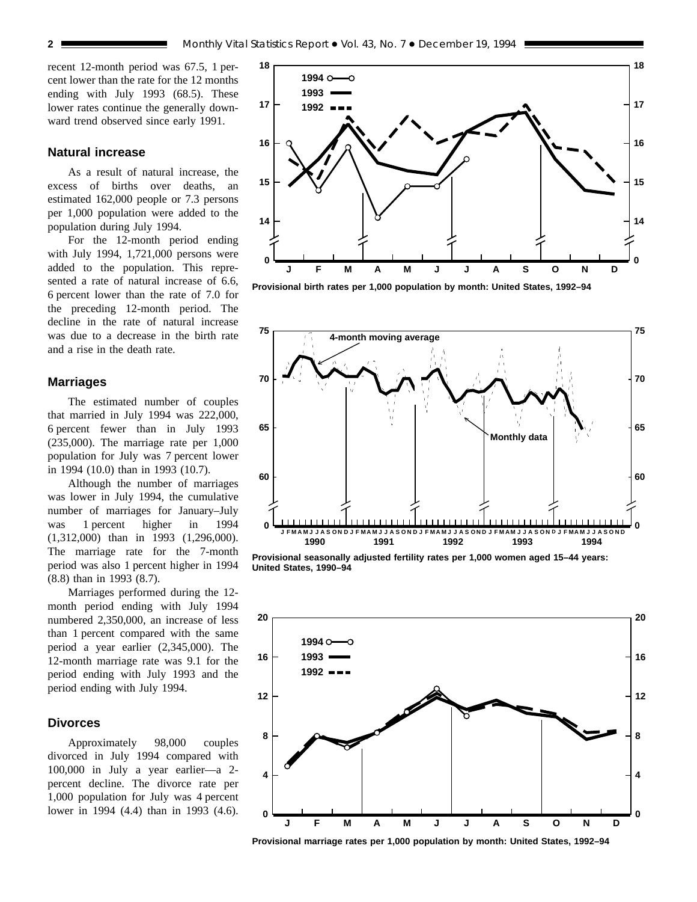recent 12-month period was 67.5, 1 percent lower than the rate for the 12 months ending with July 1993 (68.5). These lower rates continue the generally downward trend observed since early 1991.

## Natural increase

As a result of natural increase, the excess of births over deaths, an estimated 162,000 people or 7.3 persons per 1,000 population were added to the population during July 1994.

For the 12-month period ending with July 1994, 1,721,000 persons were added to the population. This represented a rate of natural increase of 6.6, 6 percent lower than the rate of 7.0 for the preceding 12-month period. The decline in the rate of natural increase was due to a decrease in the birth rate and a rise in the death rate.

## Marriages

The estimated number of couples that married in July 1994 was 222,000, 6 percent fewer than in July 1993 (235,000). The marriage rate per 1,000 population for July was 7 percent lower in 1994 (10.0) than in 1993 (10.7).

Although the number of marriages was lower in July 1994, the cumulative number of marriages for January–July was 1 percent higher in 1994 (1,312,000) than in 1993 (1,296,000). The marriage rate for the 7-month period was also 1 percent higher in 1994 (8.8) than in 1993 (8.7).

Marriages performed during the 12-month period ending with July 1994 numbered 2,350,000, an increase of less than 1 percent compared with the same period a year earlier (2,345,000). The 12-month marriage rate was 9.1 for the period ending with July 1993 and the period ending with July 1994.

## Divorces

Approximately 98,000 couples divorced in July 1994 compared with 100,000 in July a year earlier—a 2-percent decline. The divorce rate per 1,000 population for July was 4 percent lower in 1994 (4.4) than in 1993 (4.6).

1994
1993
1992

18
17
16
15
14
0

J F M A M J J A S O N D

**Provisional birth rates per 1,000 population by month: United States, 1992–94**

4-month moving average
Monthly data

75
70
65
60
0

J F M A M J J A S O N D J F M A M J J A S O N D J F M A M J J A S O N D J F M A M J J A S O N D J F M A M J J A S O N D
1990 1991 1992 1993 1994

**Provisional seasonally adjusted fertility rates per 1,000 women aged 15–44 years: United States, 1990–94**

1994
1993
1992

20
16
12
8
4
0

J F M A M J J A S O N D

**Provisional marriage rates per 1,000 population by month: United States, 1992–94**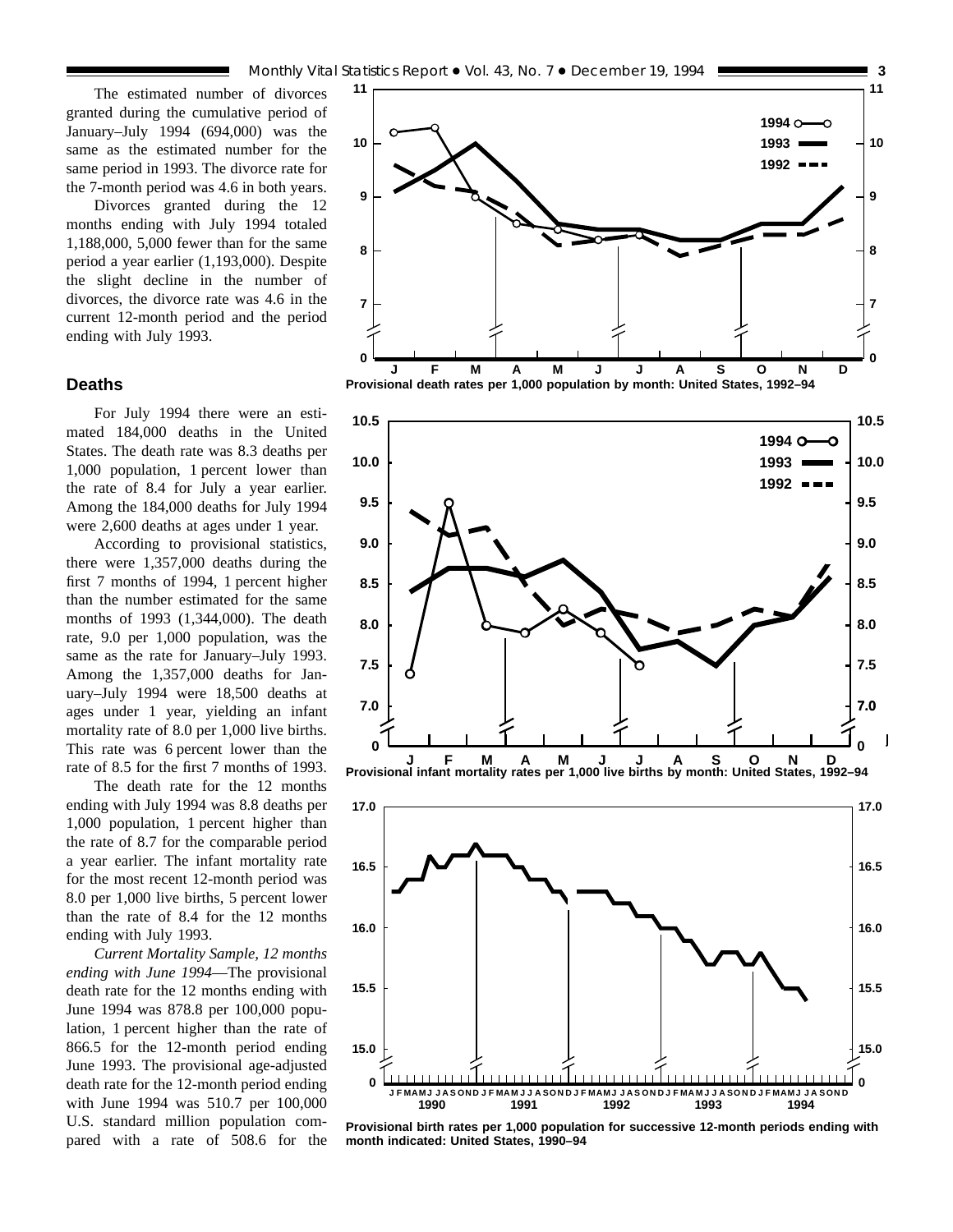The estimated number of divorces granted during the cumulative period of January–July 1994 (694,000) was the same as the estimated number for the same period in 1993. The divorce rate for the 7-month period was 4.6 in both years.

Divorces granted during the 12 months ending with July 1994 totaled 1,188,000, 5,000 fewer than for the same period a year earlier (1,193,000). Despite the slight decline in the number of divorces, the divorce rate was 4.6 in the current 12-month period and the period ending with July 1993.

## Deaths

For July 1994 there were an estimated 184,000 deaths in the United States. The death rate was 8.3 deaths per 1,000 population, 1 percent lower than the rate of 8.4 for July a year earlier. Among the 184,000 deaths for July 1994 were 2,600 deaths at ages under 1 year.

According to provisional statistics, there were 1,357,000 deaths during the first 7 months of 1994, 1 percent higher than the number estimated for the same months of 1993 (1,344,000). The death rate, 9.0 per 1,000 population, was the same as the rate for January–July 1993. Among the 1,357,000 deaths for January–July 1994 were 18,500 deaths at ages under 1 year, yielding an infant mortality rate of 8.0 per 1,000 live births. This rate was 6 percent lower than the rate of 8.5 for the first 7 months of 1993.

The death rate for the 12 months ending with July 1994 was 8.8 deaths per 1,000 population, 1 percent higher than the rate of 8.7 for the comparable period a year earlier. The infant mortality rate for the most recent 12-month period was 8.0 per 1,000 live births, 5 percent lower than the rate of 8.4 for the 12 months ending with July 1993.

*Current Mortality Sample, 12 months ending with June 1994*—The provisional death rate for the 12 months ending with June 1994 was 878.8 per 100,000 population, 1 percent higher than the rate of 866.5 for the 12-month period ending June 1993. The provisional age-adjusted death rate for the 12-month period ending with June 1994 was 510.7 per 100,000 U.S. standard million population compared with a rate of 508.6 for the

1994
1993
1992
11
10
9
8
7
0
J F M A M J J A S O N D

Provisional death rates per 1,000 population by month: United States, 1992–94

1994
1993
1992
10.5
10.0
9.5
9.0
8.5
8.0
7.5
7.0
0
J F M A M J J A S O N D

Provisional infant mortality rates per 1,000 live births by month: United States, 1992–94

17.0
16.5
16.0
15.5
15.0
0
J F M A M J J A S O N D J F M A M J J A S O N D J F M A M J J A S O N D J F M A M J J A S O N D J F M A M J J A S O N D
1990 1991 1992 1993 1994

Provisional birth rates per 1,000 population for successive 12-month periods ending with month indicated: United States, 1990–94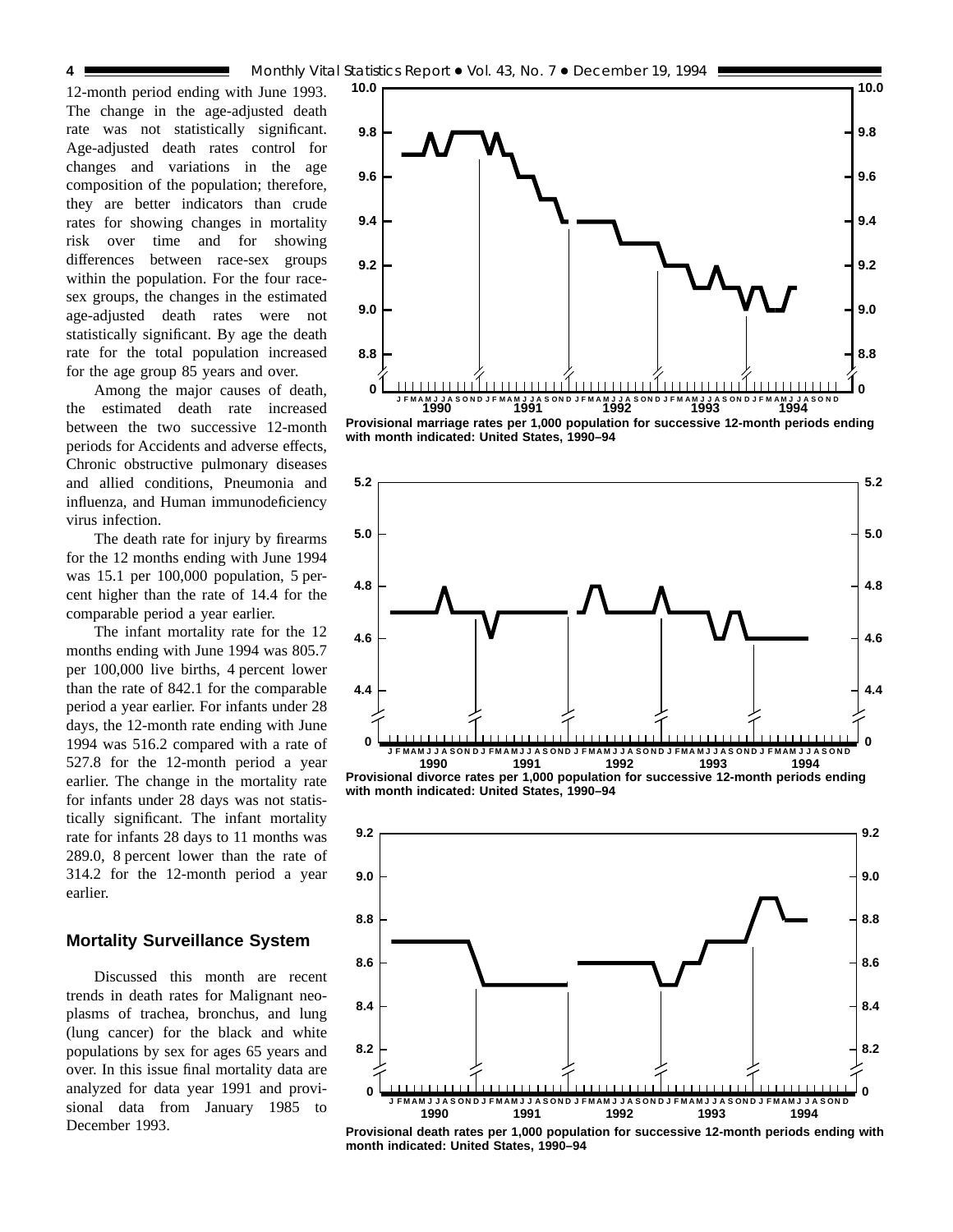12-month period ending with June 1993. The change in the age-adjusted death rate was not statistically significant. Age-adjusted death rates control for changes and variations in the age composition of the population; therefore, they are better indicators than crude rates for showing changes in mortality risk over time and for showing differences between race-sex groups within the population. For the four race-sex groups, the changes in the estimated age-adjusted death rates were not statistically significant. By age the death rate for the total population increased for the age group 85 years and over.

Among the major causes of death, the estimated death rate increased between the two successive 12-month periods for Accidents and adverse effects, Chronic obstructive pulmonary diseases and allied conditions, Pneumonia and influenza, and Human immunodeficiency virus infection.

The death rate for injury by firearms for the 12 months ending with June 1994 was 15.1 per 100,000 population, 5 percent higher than the rate of 14.4 for the comparable period a year earlier.

The infant mortality rate for the 12 months ending with June 1994 was 805.7 per 100,000 live births, 4 percent lower than the rate of 842.1 for the comparable period a year earlier. For infants under 28 days, the 12-month rate ending with June 1994 was 516.2 compared with a rate of 527.8 for the 12-month period a year earlier. The change in the mortality rate for infants under 28 days was not statistically significant. The infant mortality rate for infants 28 days to 11 months was 289.0, 8 percent lower than the rate of 314.2 for the 12-month period a year earlier.

## Mortality Surveillance System

Discussed this month are recent trends in death rates for Malignant neoplasms of trachea, bronchus, and lung (lung cancer) for the black and white populations by sex for ages 65 years and over. In this issue final mortality data are analyzed for data year 1991 and provisional data from January 1985 to December 1993.

10.0
9.8
9.6
9.4
9.2
9.0
8.8
0
J F M A M J J A S O N D J F M A M J J A S O N D J F M A M J J A S O N D J F M A M J J A S O N D J F M A M J J A S O N D
1990 1991 1992 1993 1994

**Provisional marriage rates per 1,000 population for successive 12-month periods ending with month indicated: United States, 1990–94**

5.2
5.0
4.8
4.6
4.4
0
J F M A M J J A S O N D J F M A M J J A S O N D J F M A M J J A S O N D J F M A M J J A S O N D J F M A M J J A S O N D
1990 1991 1992 1993 1994

**Provisional divorce rates per 1,000 population for successive 12-month periods ending with month indicated: United States, 1990–94**

9.2
9.0
8.8
8.6
8.4
8.2
0
J F M A M J J A S O N D J F M A M J J A S O N D J F M A M J J A S O N D J F M A M J J A S O N D J F M A M J J A S O N D
1990 1991 1992 1993 1994

**Provisional death rates per 1,000 population for successive 12-month periods ending with month indicated: United States, 1990–94**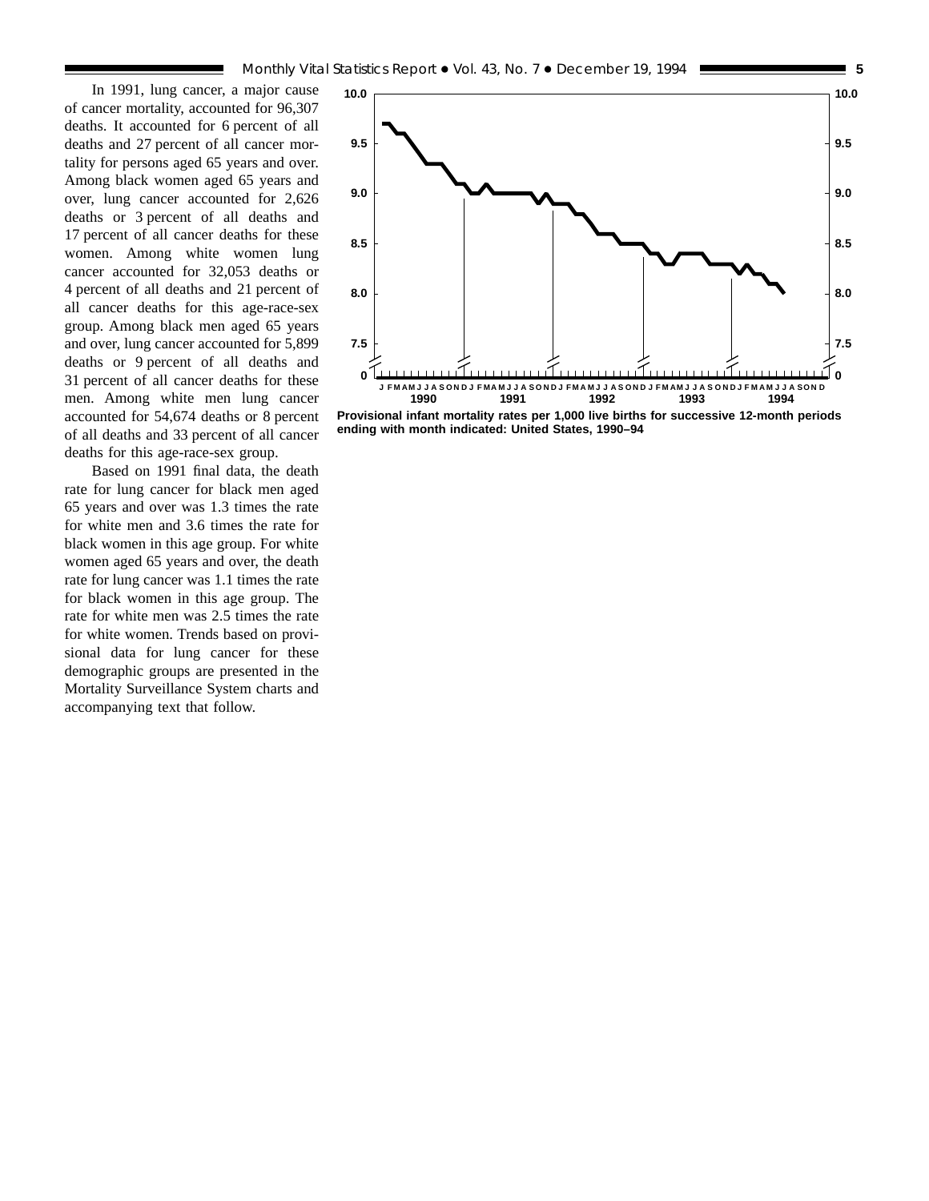In 1991, lung cancer, a major cause of cancer mortality, accounted for 96,307 deaths. It accounted for 6 percent of all deaths and 27 percent of all cancer mortality for persons aged 65 years and over. Among black women aged 65 years and over, lung cancer accounted for 2,626 deaths or 3 percent of all deaths and 17 percent of all cancer deaths for these women. Among white women lung cancer accounted for 32,053 deaths or 4 percent of all deaths and 21 percent of all cancer deaths for this age-race-sex group. Among black men aged 65 years and over, lung cancer accounted for 5,899 deaths or 9 percent of all deaths and 31 percent of all cancer deaths for these men. Among white men lung cancer accounted for 54,674 deaths or 8 percent of all deaths and 33 percent of all cancer deaths for this age-race-sex group.

Based on 1991 final data, the death rate for lung cancer for black men aged 65 years and over was 1.3 times the rate for white men and 3.6 times the rate for black women in this age group. For white women aged 65 years and over, the death rate for lung cancer was 1.1 times the rate for black women in this age group. The rate for white men was 2.5 times the rate for white women. Trends based on provisional data for lung cancer for these demographic groups are presented in the Mortality Surveillance System charts and accompanying text that follow.

10.0
9.5
9.0
8.5
8.0
7.5
0

J F M A M J J A S O N D J F M A M J J A S O N D J F M A M J J A S O N D J F M A M J J A S O N D J F M A M J J A S O N D
1990 1991 1992 1993 1994

**Provisional infant mortality rates per 1,000 live births for successive 12-month periods ending with month indicated: United States, 1990–94**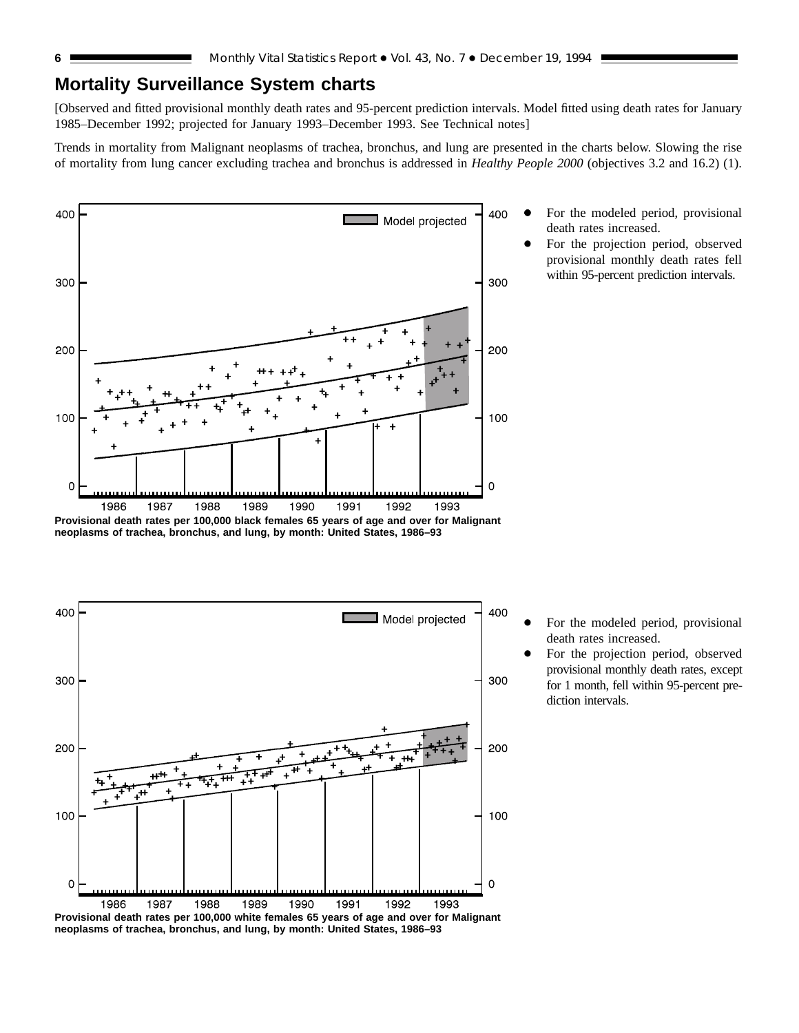## Mortality Surveillance System charts

[Observed and fitted provisional monthly death rates and 95-percent prediction intervals. Model fitted using death rates for January 1985–December 1992; projected for January 1993–December 1993. See Technical notes]

Trends in mortality from Malignant neoplasms of trachea, bronchus, and lung are presented in the charts below. Slowing the rise of mortality from lung cancer excluding trachea and bronchus is addressed in *Healthy People 2000* (objectives 3.2 and 16.2) (1).

Model projected

400
300
200
100
0

1986 1987 1988 1989 1990 1991 1992 1993

**Provisional death rates per 100,000 black females 65 years of age and over for Malignant neoplasms of trachea, bronchus, and lung, by month: United States, 1986–93**

- For the modeled period, provisional death rates increased.
- For the projection period, observed provisional monthly death rates fell within 95-percent prediction intervals.

Model projected

400
300
200
100
0

1986 1987 1988 1989 1990 1991 1992 1993

**Provisional death rates per 100,000 white females 65 years of age and over for Malignant neoplasms of trachea, bronchus, and lung, by month: United States, 1986–93**

- For the modeled period, provisional death rates increased.
- For the projection period, observed provisional monthly death rates, except for 1 month, fell within 95-percent prediction intervals.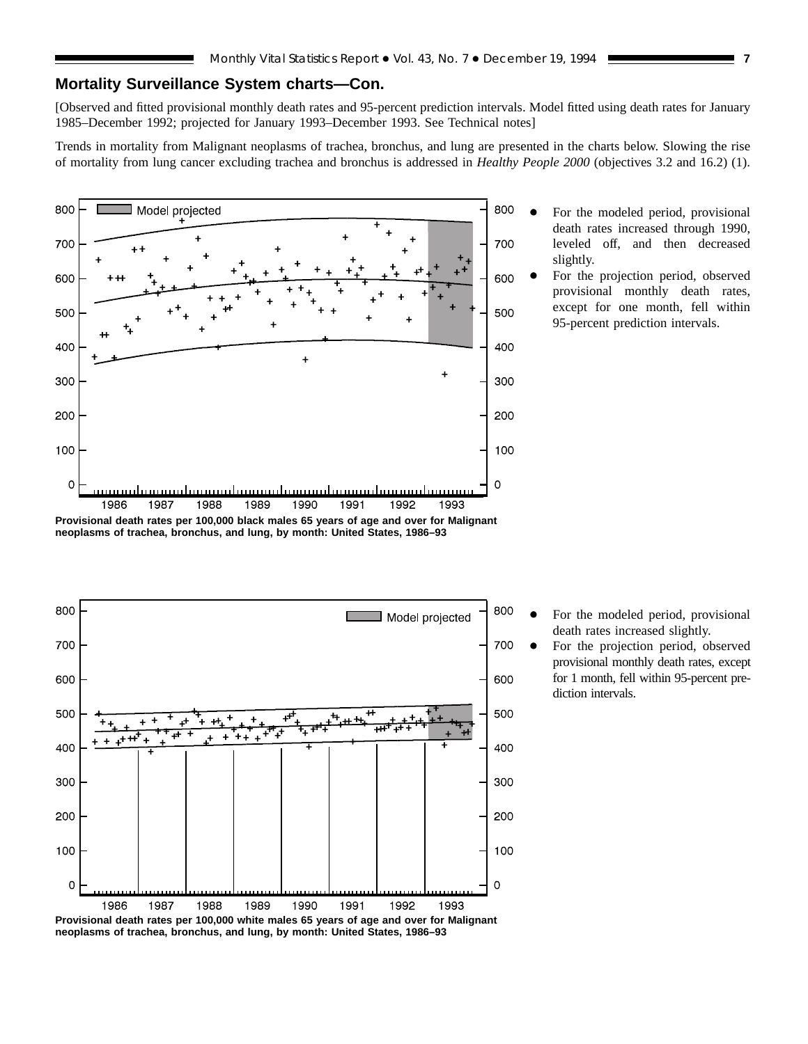## Mortality Surveillance System charts—Con.

[Observed and fitted provisional monthly death rates and 95-percent prediction intervals. Model fitted using death rates for January 1985–December 1992; projected for January 1993–December 1993. See Technical notes]

Trends in mortality from Malignant neoplasms of trachea, bronchus, and lung are presented in the charts below. Slowing the rise of mortality from lung cancer excluding trachea and bronchus is addressed in *Healthy People 2000* (objectives 3.2 and 16.2) (1).

Model projected

800
700
600
500
400
300
200
100
0

1986 1987 1988 1989 1990 1991 1992 1993

**Provisional death rates per 100,000 black males 65 years of age and over for Malignant neoplasms of trachea, bronchus, and lung, by month: United States, 1986–93**

- For the modeled period, provisional death rates increased through 1990, leveled off, and then decreased slightly.
- For the projection period, observed provisional monthly death rates, except for one month, fell within 95-percent prediction intervals.

Model projected

800
700
600
500
400
300
200
100
0

1986 1987 1988 1989 1990 1991 1992 1993

**Provisional death rates per 100,000 white males 65 years of age and over for Malignant neoplasms of trachea, bronchus, and lung, by month: United States, 1986–93**

- For the modeled period, provisional death rates increased slightly.
- For the projection period, observed provisional monthly death rates, except for 1 month, fell within 95-percent prediction intervals.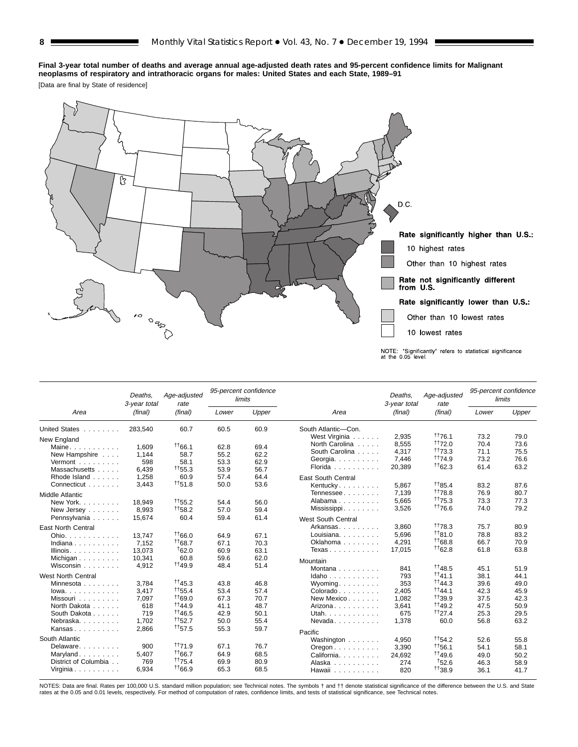**Final 3-year total number of deaths and average annual age-adjusted death rates and 95-percent confidence limits for Malignant neoplasms of respiratory and intrathoracic organs for males: United States and each State, 1989–91**

[Data are final by State of residence]

D.C.

Rate significantly higher than U.S.:

10 highest rates

Other than 10 highest rates

Rate not significantly different from U.S.

Rate significantly lower than U.S.:

Other than 10 lowest rates

10 lowest rates

NOTE: "Significantly" refers to statistical significance at the 0.05 level.

| Area | Deaths, 3-year total (final) | Age-adjusted rate (final) | 95-percent confidence limits | |
|---|---|---|---|---|
| | | | Lower | Upper |
| United States | 283,540 | 60.7 | 60.5 | 60.9 |
| **New England** | | | | |
| Maine | 1,609 | ††66.1 | 62.8 | 69.4 |
| New Hampshire | 1,144 | 58.7 | 55.2 | 62.2 |
| Vermont | 598 | 58.1 | 53.3 | 62.9 |
| Massachusetts | 6,439 | ††55.3 | 53.9 | 56.7 |
| Rhode Island | 1,258 | 60.9 | 57.4 | 64.4 |
| Connecticut | 3,443 | ††51.8 | 50.0 | 53.6 |
| **Middle Atlantic** | | | | |
| New York | 18,949 | ††55.2 | 54.4 | 56.0 |
| New Jersey | 8,993 | ††58.2 | 57.0 | 59.4 |
| Pennsylvania | 15,674 | 60.4 | 59.4 | 61.4 |
| **East North Central** | | | | |
| Ohio | 13,747 | ††66.0 | 64.9 | 67.1 |
| Indiana | 7,152 | ††68.7 | 67.1 | 70.3 |
| Illinois | 13,073 | †62.0 | 60.9 | 63.1 |
| Michigan | 10,341 | 60.8 | 59.6 | 62.0 |
| Wisconsin | 4,912 | ††49.9 | 48.4 | 51.4 |
| **West North Central** | | | | |
| Minnesota | 3,784 | ††45.3 | 43.8 | 46.8 |
| Iowa | 3,417 | ††55.4 | 53.4 | 57.4 |
| Missouri | 7,097 | ††69.0 | 67.3 | 70.7 |
| North Dakota | 618 | ††44.9 | 41.1 | 48.7 |
| South Dakota | 719 | ††46.5 | 42.9 | 50.1 |
| Nebraska | 1,702 | ††52.7 | 50.0 | 55.4 |
| Kansas | 2,866 | ††57.5 | 55.3 | 59.7 |
| **South Atlantic** | | | | |
| Delaware | 900 | ††71.9 | 67.1 | 76.7 |
| Maryland | 5,407 | ††66.7 | 64.9 | 68.5 |
| District of Columbia | 769 | ††75.4 | 69.9 | 80.9 |
| Virginia | 6,934 | ††66.9 | 65.3 | 68.5 |
| **South Atlantic—Con.** | | | | |
| West Virginia | 2,935 | ††76.1 | 73.2 | 79.0 |
| North Carolina | 8,555 | ††72.0 | 70.4 | 73.6 |
| South Carolina | 4,317 | ††73.3 | 71.1 | 75.5 |
| Georgia | 7,446 | ††74.9 | 73.2 | 76.6 |
| Florida | 20,389 | ††62.3 | 61.4 | 63.2 |
| **East South Central** | | | | |
| Kentucky | 5,867 | ††85.4 | 83.2 | 87.6 |
| Tennessee | 7,139 | ††78.8 | 76.9 | 80.7 |
| Alabama | 5,665 | ††75.3 | 73.3 | 77.3 |
| Mississippi | 3,526 | ††76.6 | 74.0 | 79.2 |
| **West South Central** | | | | |
| Arkansas | 3,860 | ††78.3 | 75.7 | 80.9 |
| Louisiana | 5,696 | ††81.0 | 78.8 | 83.2 |
| Oklahoma | 4,291 | ††68.8 | 66.7 | 70.9 |
| Texas | 17,015 | ††62.8 | 61.8 | 63.8 |
| **Mountain** | | | | |
| Montana | 841 | ††48.5 | 45.1 | 51.9 |
| Idaho | 793 | ††41.1 | 38.1 | 44.1 |
| Wyoming | 353 | ††44.3 | 39.6 | 49.0 |
| Colorado | 2,405 | ††44.1 | 42.3 | 45.9 |
| New Mexico | 1,082 | ††39.9 | 37.5 | 42.3 |
| Arizona | 3,641 | ††49.2 | 47.5 | 50.9 |
| Utah | 675 | ††27.4 | 25.3 | 29.5 |
| Nevada | 1,378 | 60.0 | 56.8 | 63.2 |
| **Pacific** | | | | |
| Washington | 4,950 | ††54.2 | 52.6 | 55.8 |
| Oregon | 3,390 | ††56.1 | 54.1 | 58.1 |
| California | 24,692 | ††49.6 | 49.0 | 50.2 |
| Alaska | 274 | †52.6 | 46.3 | 58.9 |
| Hawaii | 820 | ††38.9 | 36.1 | 41.7 |

NOTES: Data are final. Rates per 100,000 U.S. standard million population; see Technical notes. The symbols † and †† denote statistical significance of the difference between the U.S. and State rates at the 0.05 and 0.01 levels, respectively. For method of computation of rates, confidence limits, and tests of statistical significance, see Technical notes.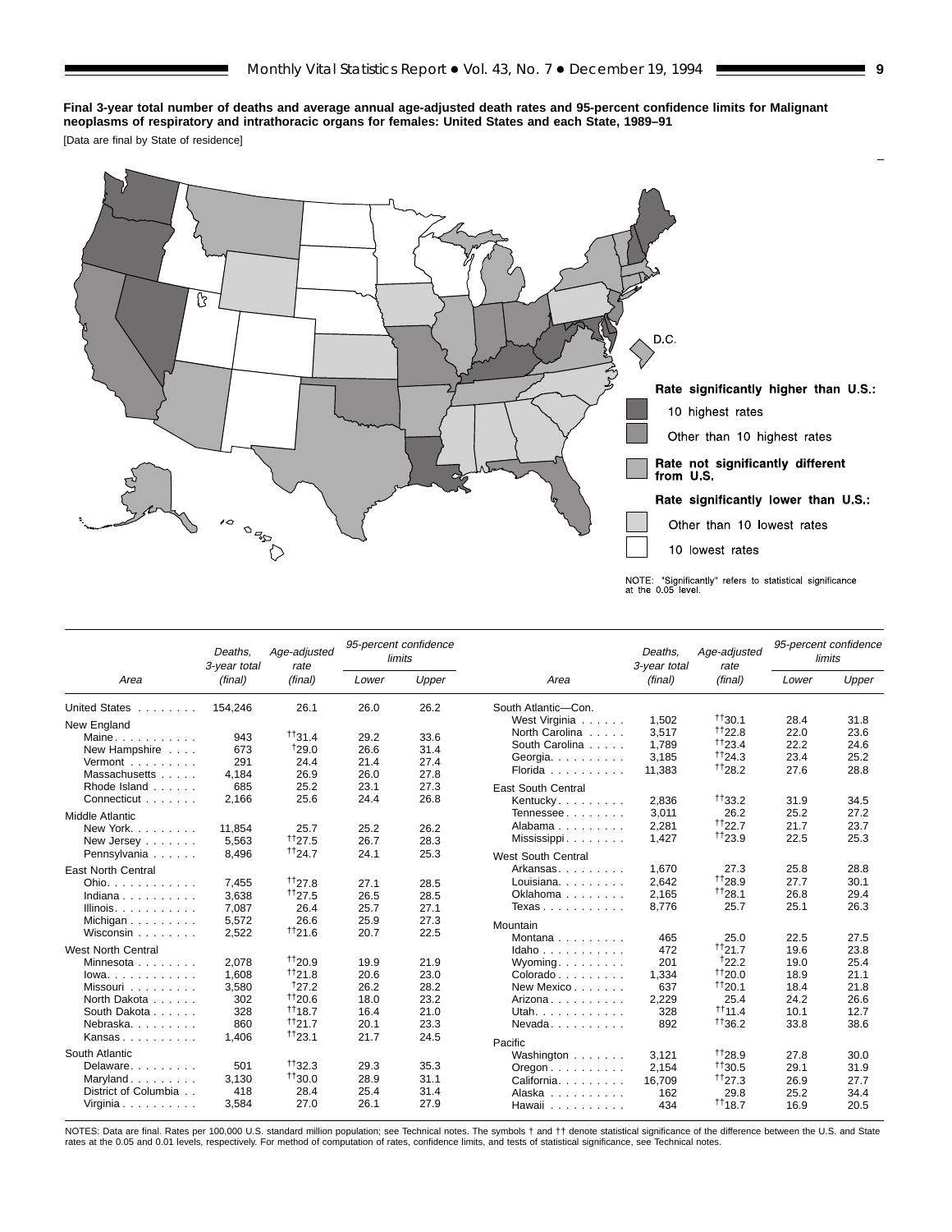**Final 3-year total number of deaths and average annual age-adjusted death rates and 95-percent confidence limits for Malignant neoplasms of respiratory and intrathoracic organs for females: United States and each State, 1989–91**

[Data are final by State of residence]

D.C.

Rate significantly higher than U.S.:

10 highest rates

Other than 10 highest rates

Rate not significantly different from U.S.

Rate significantly lower than U.S.:

Other than 10 lowest rates

10 lowest rates

NOTE: "Significantly" refers to statistical significance at the 0.05 level.

| Area | Deaths, 3-year total (final) | Age-adjusted rate (final) | 95-percent confidence limits | |
|---|---|---|---|---|
| | | | Lower | Upper |
| United States | 154,246 | 26.1 | 26.0 | 26.2 |
| **New England** | | | | |
| Maine | 943 | ††31.4 | 29.2 | 33.6 |
| New Hampshire | 673 | †29.0 | 26.6 | 31.4 |
| Vermont | 291 | 24.4 | 21.4 | 27.4 |
| Massachusetts | 4,184 | 26.9 | 26.0 | 27.8 |
| Rhode Island | 685 | 25.2 | 23.1 | 27.3 |
| Connecticut | 2,166 | 25.6 | 24.4 | 26.8 |
| **Middle Atlantic** | | | | |
| New York | 11,854 | 25.7 | 25.2 | 26.2 |
| New Jersey | 5,563 | ††27.5 | 26.7 | 28.3 |
| Pennsylvania | 8,496 | ††24.7 | 24.1 | 25.3 |
| **East North Central** | | | | |
| Ohio | 7,455 | ††27.8 | 27.1 | 28.5 |
| Indiana | 3,638 | ††27.5 | 26.5 | 28.5 |
| Illinois | 7,087 | 26.4 | 25.7 | 27.1 |
| Michigan | 5,572 | 26.6 | 25.9 | 27.3 |
| Wisconsin | 2,522 | ††21.6 | 20.7 | 22.5 |
| **West North Central** | | | | |
| Minnesota | 2,078 | ††20.9 | 19.9 | 21.9 |
| Iowa | 1,608 | ††21.8 | 20.6 | 23.0 |
| Missouri | 3,580 | †27.2 | 26.2 | 28.2 |
| North Dakota | 302 | ††20.6 | 18.0 | 23.2 |
| South Dakota | 328 | ††18.7 | 16.4 | 21.0 |
| Nebraska | 860 | ††21.7 | 20.1 | 23.3 |
| Kansas | 1,406 | ††23.1 | 21.7 | 24.5 |
| **South Atlantic** | | | | |
| Delaware | 501 | ††32.3 | 29.3 | 35.3 |
| Maryland | 3,130 | ††30.0 | 28.9 | 31.1 |
| District of Columbia | 418 | 28.4 | 25.4 | 31.4 |
| Virginia | 3,584 | 27.0 | 26.1 | 27.9 |
| **South Atlantic—Con.** | | | | |
| West Virginia | 1,502 | ††30.1 | 28.4 | 31.8 |
| North Carolina | 3,517 | ††22.8 | 22.0 | 23.6 |
| South Carolina | 1,789 | ††23.4 | 22.2 | 24.6 |
| Georgia | 3,185 | ††24.3 | 23.4 | 25.2 |
| Florida | 11,383 | ††28.2 | 27.6 | 28.8 |
| **East South Central** | | | | |
| Kentucky | 2,836 | ††33.2 | 31.9 | 34.5 |
| Tennessee | 3,011 | 26.2 | 25.2 | 27.2 |
| Alabama | 2,281 | ††22.7 | 21.7 | 23.7 |
| Mississippi | 1,427 | ††23.9 | 22.5 | 25.3 |
| **West South Central** | | | | |
| Arkansas | 1,670 | 27.3 | 25.8 | 28.8 |
| Louisiana | 2,642 | ††28.9 | 27.7 | 30.1 |
| Oklahoma | 2,165 | ††28.1 | 26.8 | 29.4 |
| Texas | 8,776 | 25.7 | 25.1 | 26.3 |
| **Mountain** | | | | |
| Montana | 465 | 25.0 | 22.5 | 27.5 |
| Idaho | 472 | ††21.7 | 19.6 | 23.8 |
| Wyoming | 201 | †22.2 | 19.0 | 25.4 |
| Colorado | 1,334 | ††20.0 | 18.9 | 21.1 |
| New Mexico | 637 | ††20.1 | 18.4 | 21.8 |
| Arizona | 2,229 | 25.4 | 24.2 | 26.6 |
| Utah | 328 | ††11.4 | 10.1 | 12.7 |
| Nevada | 892 | ††36.2 | 33.8 | 38.6 |
| **Pacific** | | | | |
| Washington | 3,121 | ††28.9 | 27.8 | 30.0 |
| Oregon | 2,154 | ††30.5 | 29.1 | 31.9 |
| California | 16,709 | ††27.3 | 26.9 | 27.7 |
| Alaska | 162 | 29.8 | 25.2 | 34.4 |
| Hawaii | 434 | ††18.7 | 16.9 | 20.5 |

NOTES: Data are final. Rates per 100,000 U.S. standard million population; see Technical notes. The symbols † and †† denote statistical significance of the difference between the U.S. and State rates at the 0.05 and 0.01 levels, respectively. For method of computation of rates, confidence limits, and tests of statistical significance, see Technical notes.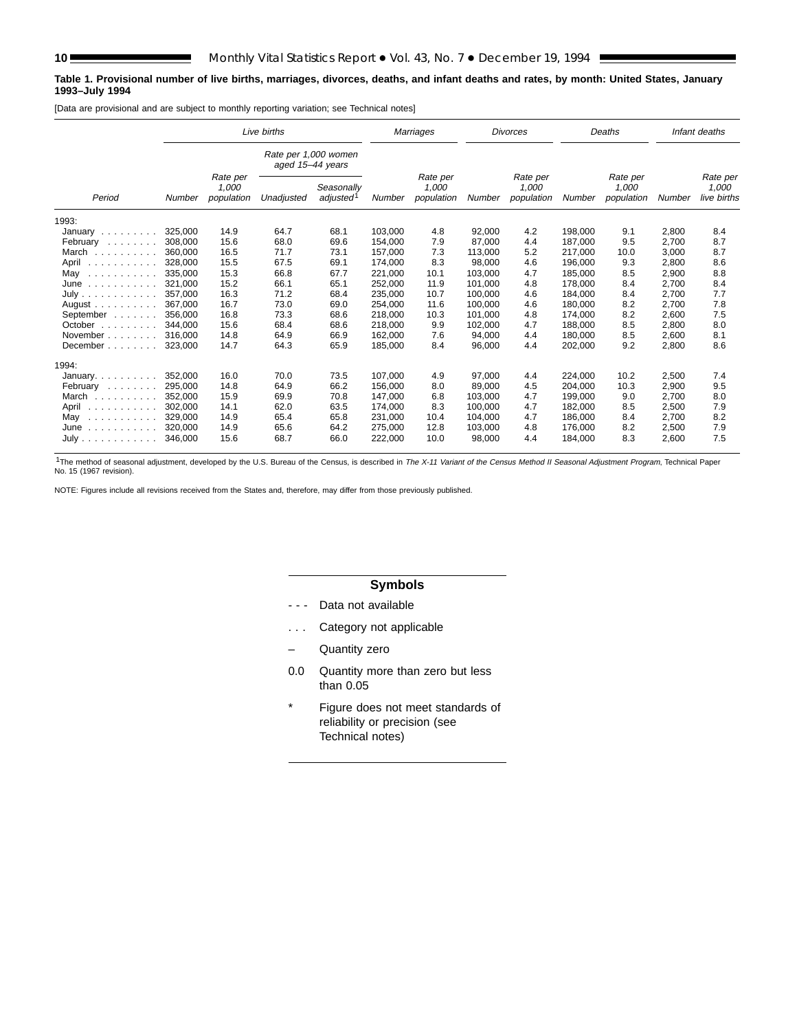**Table 1. Provisional number of live births, marriages, divorces, deaths, and infant deaths and rates, by month: United States, January 1993–July 1994**

[Data are provisional and are subject to monthly reporting variation; see Technical notes]

| Period | Live births | | | | Marriages | | Divorces | | Deaths | | Infant deaths | |
|---|---|---|---|---|---|---|---|---|---|---|---|---|
| | | | Rate per 1,000 women aged 15–44 years | | | | | | | | | |
| | *Number* | *Rate per 1,000 population* | *Unadjusted* | *Seasonally adjusted*[1] | *Number* | *Rate per 1,000 population* | *Number* | *Rate per 1,000 population* | *Number* | *Rate per 1,000 population* | *Number* | *Rate per 1,000 live births* |
| 1993: | | | | | | | | | | | | |
| January | 325,000 | 14.9 | 64.7 | 68.1 | 103,000 | 4.8 | 92,000 | 4.2 | 198,000 | 9.1 | 2,800 | 8.4 |
| February | 308,000 | 15.6 | 68.0 | 69.6 | 154,000 | 7.9 | 87,000 | 4.4 | 187,000 | 9.5 | 2,700 | 8.7 |
| March | 360,000 | 16.5 | 71.7 | 73.1 | 157,000 | 7.3 | 113,000 | 5.2 | 217,000 | 10.0 | 3,000 | 8.7 |
| April | 328,000 | 15.5 | 67.5 | 69.1 | 174,000 | 8.3 | 98,000 | 4.6 | 196,000 | 9.3 | 2,800 | 8.6 |
| May | 335,000 | 15.3 | 66.8 | 67.7 | 221,000 | 10.1 | 103,000 | 4.7 | 185,000 | 8.5 | 2,900 | 8.8 |
| June | 321,000 | 15.2 | 66.1 | 65.1 | 252,000 | 11.9 | 101,000 | 4.8 | 178,000 | 8.4 | 2,700 | 8.4 |
| July | 357,000 | 16.3 | 71.2 | 68.4 | 235,000 | 10.7 | 100,000 | 4.6 | 184,000 | 8.4 | 2,700 | 7.7 |
| August | 367,000 | 16.7 | 73.0 | 69.0 | 254,000 | 11.6 | 100,000 | 4.6 | 180,000 | 8.2 | 2,700 | 7.8 |
| September | 356,000 | 16.8 | 73.3 | 68.6 | 218,000 | 10.3 | 101,000 | 4.8 | 174,000 | 8.2 | 2,600 | 7.5 |
| October | 344,000 | 15.6 | 68.4 | 68.6 | 218,000 | 9.9 | 102,000 | 4.7 | 188,000 | 8.5 | 2,800 | 8.0 |
| November | 316,000 | 14.8 | 64.9 | 66.9 | 162,000 | 7.6 | 94,000 | 4.4 | 180,000 | 8.5 | 2,600 | 8.1 |
| December | 323,000 | 14.7 | 64.3 | 65.9 | 185,000 | 8.4 | 96,000 | 4.4 | 202,000 | 9.2 | 2,800 | 8.6 |
| 1994: | | | | | | | | | | | | |
| January | 352,000 | 16.0 | 70.0 | 73.5 | 107,000 | 4.9 | 97,000 | 4.4 | 224,000 | 10.2 | 2,500 | 7.4 |
| February | 295,000 | 14.8 | 64.9 | 66.2 | 156,000 | 8.0 | 89,000 | 4.5 | 204,000 | 10.3 | 2,900 | 9.5 |
| March | 352,000 | 15.9 | 69.9 | 70.8 | 147,000 | 6.8 | 103,000 | 4.7 | 199,000 | 9.0 | 2,700 | 8.0 |
| April | 302,000 | 14.1 | 62.0 | 63.5 | 174,000 | 8.3 | 100,000 | 4.7 | 182,000 | 8.5 | 2,500 | 7.9 |
| May | 329,000 | 14.9 | 65.4 | 65.8 | 231,000 | 10.4 | 104,000 | 4.7 | 186,000 | 8.4 | 2,700 | 8.2 |
| June | 320,000 | 14.9 | 65.6 | 64.2 | 275,000 | 12.8 | 103,000 | 4.8 | 176,000 | 8.2 | 2,500 | 7.9 |
| July | 346,000 | 15.6 | 68.7 | 66.0 | 222,000 | 10.0 | 98,000 | 4.4 | 184,000 | 8.3 | 2,600 | 7.5 |

[1]The method of seasonal adjustment, developed by the U.S. Bureau of the Census, is described in *The X-11 Variant of the Census Method II Seasonal Adjustment Program*, Technical Paper No. 15 (1967 revision).

NOTE: Figures include all revisions received from the States and, therefore, may differ from those previously published.

## Symbols

- \- - - Data not available
- . . . Category not applicable
- – Quantity zero
- 0.0 Quantity more than zero but less than 0.05
- \* Figure does not meet standards of reliability or precision (see Technical notes)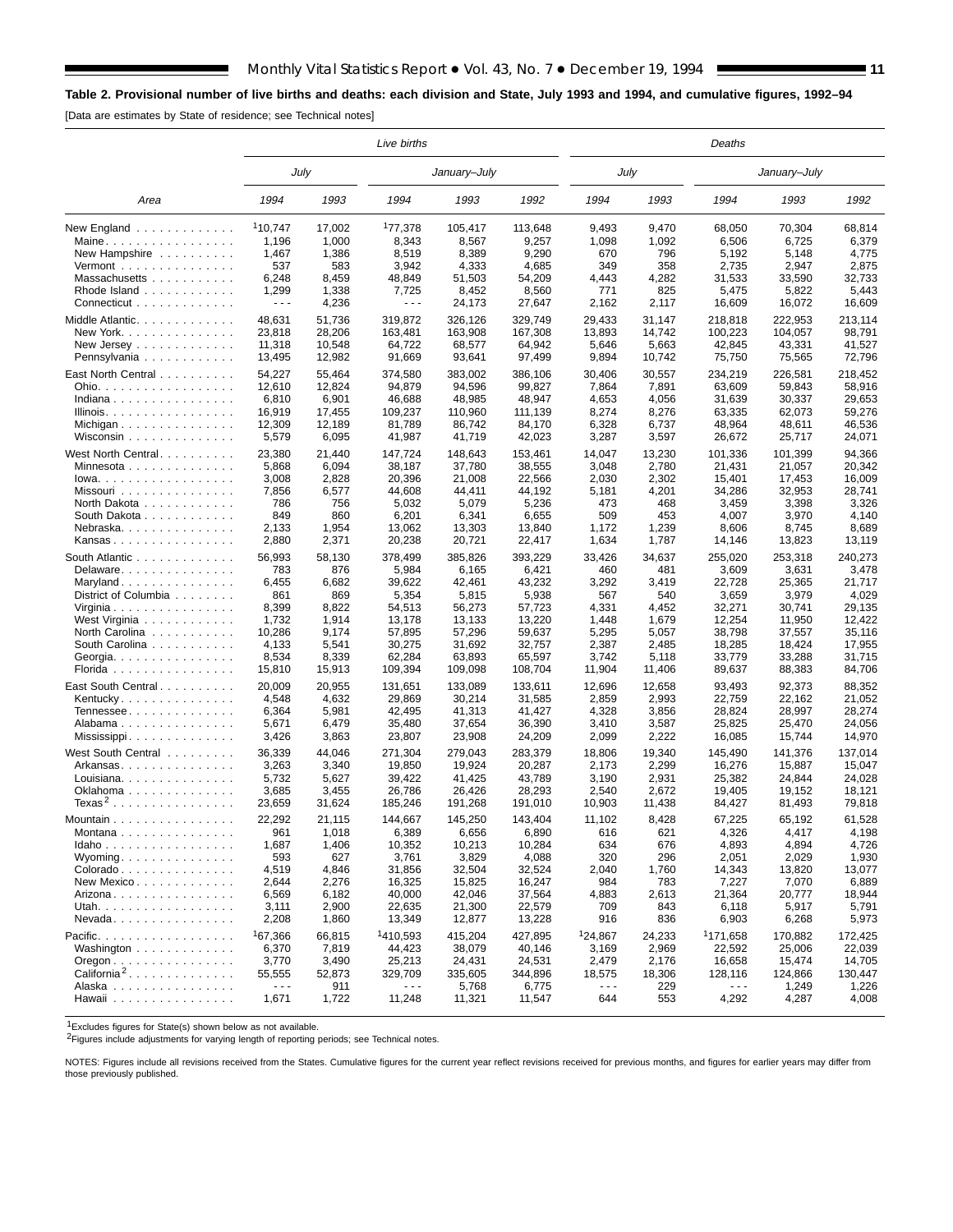**Table 2. Provisional number of live births and deaths: each division and State, July 1993 and 1994, and cumulative figures, 1992–94**

[Data are estimates by State of residence; see Technical notes]

| Area | Live births | | | | | Deaths | | | | |
|---|---|---|---|---|---|---|---|---|---|---|
| | July | | January–July | | | July | | January–July | | |
| | 1994 | 1993 | 1994 | 1993 | 1992 | 1994 | 1993 | 1994 | 1993 | 1992 |
| New England | [1]10,747 | 17,002 | [1]77,378 | 105,417 | 113,648 | 9,493 | 9,470 | 68,050 | 70,304 | 68,814 |
| Maine | 1,196 | 1,000 | 8,343 | 8,567 | 9,257 | 1,098 | 1,092 | 6,506 | 6,725 | 6,379 |
| New Hampshire | 1,467 | 1,386 | 8,519 | 8,389 | 9,290 | 670 | 796 | 5,192 | 5,148 | 4,775 |
| Vermont | 537 | 583 | 3,942 | 4,333 | 4,685 | 349 | 358 | 2,735 | 2,947 | 2,875 |
| Massachusetts | 6,248 | 8,459 | 48,849 | 51,503 | 54,209 | 4,443 | 4,282 | 31,533 | 33,590 | 32,733 |
| Rhode Island | 1,299 | 1,338 | 7,725 | 8,452 | 8,560 | 771 | 825 | 5,475 | 5,822 | 5,443 |
| Connecticut | - - - | 4,236 | - - - | 24,173 | 27,647 | 2,162 | 2,117 | 16,609 | 16,072 | 16,609 |
| Middle Atlantic | 48,631 | 51,736 | 319,872 | 326,126 | 329,749 | 29,433 | 31,147 | 218,818 | 222,953 | 213,114 |
| New York | 23,818 | 28,206 | 163,481 | 163,908 | 167,308 | 13,893 | 14,742 | 100,223 | 104,057 | 98,791 |
| New Jersey | 11,318 | 10,548 | 64,722 | 68,577 | 64,942 | 5,646 | 5,663 | 42,845 | 43,331 | 41,527 |
| Pennsylvania | 13,495 | 12,982 | 91,669 | 93,641 | 97,499 | 9,894 | 10,742 | 75,750 | 75,565 | 72,796 |
| East North Central | 54,227 | 55,464 | 374,580 | 383,002 | 386,106 | 30,406 | 30,557 | 234,219 | 226,581 | 218,452 |
| Ohio | 12,610 | 12,824 | 94,879 | 94,596 | 99,827 | 7,864 | 7,891 | 63,609 | 59,843 | 58,916 |
| Indiana | 6,810 | 6,901 | 46,688 | 48,985 | 48,947 | 4,653 | 4,056 | 31,639 | 30,337 | 29,653 |
| Illinois | 16,919 | 17,455 | 109,237 | 110,960 | 111,139 | 8,274 | 8,276 | 63,335 | 62,073 | 59,276 |
| Michigan | 12,309 | 12,189 | 81,789 | 86,742 | 84,170 | 6,328 | 6,737 | 48,964 | 48,611 | 46,536 |
| Wisconsin | 5,579 | 6,095 | 41,987 | 41,719 | 42,023 | 3,287 | 3,597 | 26,672 | 25,717 | 24,071 |
| West North Central | 23,380 | 21,440 | 147,724 | 148,643 | 153,461 | 14,047 | 13,230 | 101,336 | 101,399 | 94,366 |
| Minnesota | 5,868 | 6,094 | 38,187 | 37,780 | 38,555 | 3,048 | 2,780 | 21,431 | 21,057 | 20,342 |
| Iowa | 3,008 | 2,828 | 20,396 | 21,008 | 22,566 | 2,030 | 2,302 | 15,401 | 17,453 | 16,009 |
| Missouri | 7,856 | 6,577 | 44,608 | 44,411 | 44,192 | 5,181 | 4,201 | 34,286 | 32,953 | 28,741 |
| North Dakota | 786 | 756 | 5,032 | 5,079 | 5,236 | 473 | 468 | 3,459 | 3,398 | 3,326 |
| South Dakota | 849 | 860 | 6,201 | 6,341 | 6,655 | 509 | 453 | 4,007 | 3,970 | 4,140 |
| Nebraska | 2,133 | 1,954 | 13,062 | 13,303 | 13,840 | 1,172 | 1,239 | 8,606 | 8,745 | 8,689 |
| Kansas | 2,880 | 2,371 | 20,238 | 20,721 | 22,417 | 1,634 | 1,787 | 14,146 | 13,823 | 13,119 |
| South Atlantic | 56,993 | 58,130 | 378,499 | 385,826 | 393,229 | 33,426 | 34,637 | 255,020 | 253,318 | 240,273 |
| Delaware | 783 | 876 | 5,984 | 6,165 | 6,421 | 460 | 481 | 3,609 | 3,631 | 3,478 |
| Maryland | 6,455 | 6,682 | 39,622 | 42,461 | 43,232 | 3,292 | 3,419 | 22,728 | 25,365 | 21,717 |
| District of Columbia | 861 | 869 | 5,354 | 5,815 | 5,938 | 567 | 540 | 3,659 | 3,979 | 4,029 |
| Virginia | 8,399 | 8,822 | 54,513 | 56,273 | 57,723 | 4,331 | 4,452 | 32,271 | 30,741 | 29,135 |
| West Virginia | 1,732 | 1,914 | 13,178 | 13,133 | 13,220 | 1,448 | 1,679 | 12,254 | 11,950 | 12,422 |
| North Carolina | 10,286 | 9,174 | 57,895 | 57,296 | 59,637 | 5,295 | 5,057 | 38,798 | 37,557 | 35,116 |
| South Carolina | 4,133 | 5,541 | 30,275 | 31,692 | 32,757 | 2,387 | 2,485 | 18,285 | 18,424 | 17,955 |
| Georgia | 8,534 | 8,339 | 62,284 | 63,893 | 65,597 | 3,742 | 5,118 | 33,779 | 33,288 | 31,715 |
| Florida | 15,810 | 15,913 | 109,394 | 109,098 | 108,704 | 11,904 | 11,406 | 89,637 | 88,383 | 84,706 |
| East South Central | 20,009 | 20,955 | 131,651 | 133,089 | 133,611 | 12,696 | 12,658 | 93,493 | 92,373 | 88,352 |
| Kentucky | 4,548 | 4,632 | 29,869 | 30,214 | 31,585 | 2,859 | 2,993 | 22,759 | 22,162 | 21,052 |
| Tennessee | 6,364 | 5,981 | 42,495 | 41,313 | 41,427 | 4,328 | 3,856 | 28,824 | 28,997 | 28,274 |
| Alabama | 5,671 | 6,479 | 35,480 | 37,654 | 36,390 | 3,410 | 3,587 | 25,825 | 25,470 | 24,056 |
| Mississippi | 3,426 | 3,863 | 23,807 | 23,908 | 24,209 | 2,099 | 2,222 | 16,085 | 15,744 | 14,970 |
| West South Central | 36,339 | 44,046 | 271,304 | 279,043 | 283,379 | 18,806 | 19,340 | 145,490 | 141,376 | 137,014 |
| Arkansas | 3,263 | 3,340 | 19,850 | 19,924 | 20,287 | 2,173 | 2,299 | 16,276 | 15,887 | 15,047 |
| Louisiana | 5,732 | 5,627 | 39,422 | 41,425 | 43,789 | 3,190 | 2,931 | 25,382 | 24,844 | 24,028 |
| Oklahoma | 3,685 | 3,455 | 26,786 | 26,426 | 28,293 | 2,540 | 2,672 | 19,405 | 19,152 | 18,121 |
| Texas[2] | 23,659 | 31,624 | 185,246 | 191,268 | 191,010 | 10,903 | 11,438 | 84,427 | 81,493 | 79,818 |
| Mountain | 22,292 | 21,115 | 144,667 | 145,250 | 143,404 | 11,102 | 8,428 | 67,225 | 65,192 | 61,528 |
| Montana | 961 | 1,018 | 6,389 | 6,656 | 6,890 | 616 | 621 | 4,326 | 4,417 | 4,198 |
| Idaho | 1,687 | 1,406 | 10,352 | 10,213 | 10,284 | 634 | 676 | 4,893 | 4,894 | 4,726 |
| Wyoming | 593 | 627 | 3,761 | 3,829 | 4,088 | 320 | 296 | 2,051 | 2,029 | 1,930 |
| Colorado | 4,519 | 4,846 | 31,856 | 32,504 | 32,524 | 2,040 | 1,760 | 14,343 | 13,820 | 13,077 |
| New Mexico | 2,644 | 2,276 | 16,325 | 15,825 | 16,247 | 984 | 783 | 7,227 | 7,070 | 6,889 |
| Arizona | 6,569 | 6,182 | 40,000 | 42,046 | 37,564 | 4,883 | 2,613 | 21,364 | 20,777 | 18,944 |
| Utah | 3,111 | 2,900 | 22,635 | 21,300 | 22,579 | 709 | 843 | 6,118 | 5,917 | 5,791 |
| Nevada | 2,208 | 1,860 | 13,349 | 12,877 | 13,228 | 916 | 836 | 6,903 | 6,268 | 5,973 |
| Pacific | [1]67,366 | 66,815 | [1]410,593 | 415,204 | 427,895 | [1]24,867 | 24,233 | [1]171,658 | 170,882 | 172,425 |
| Washington | 6,370 | 7,819 | 44,423 | 38,079 | 40,146 | 3,169 | 2,969 | 22,592 | 25,006 | 22,039 |
| Oregon | 3,770 | 3,490 | 25,213 | 24,431 | 24,531 | 2,479 | 2,176 | 16,658 | 15,474 | 14,705 |
| California[2] | 55,555 | 52,873 | 329,709 | 335,605 | 344,896 | 18,575 | 18,306 | 128,116 | 124,866 | 130,447 |
| Alaska | - - - | 911 | - - - | 5,768 | 6,775 | - - - | 229 | - - - | 1,249 | 1,226 |
| Hawaii | 1,671 | 1,722 | 11,248 | 11,321 | 11,547 | 644 | 553 | 4,292 | 4,287 | 4,008 |

[1]Excludes figures for State(s) shown below as not available.
[2]Figures include adjustments for varying length of reporting periods; see Technical notes.

NOTES: Figures include all revisions received from the States. Cumulative figures for the current year reflect revisions received for previous months, and figures for earlier years may differ from those previously published.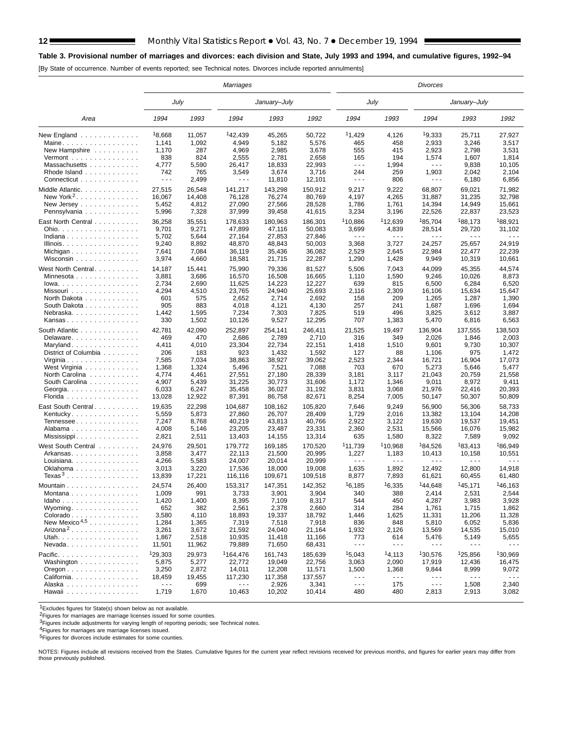**Table 3. Provisional number of marriages and divorces: each division and State, July 1993 and 1994, and cumulative figures, 1992–94**

[By State of occurrence. Number of events reported; see Technical notes. Divorces include reported annulments]

| Area | Marriages | | | | | Divorces | | | | |
|---|---|---|---|---|---|---|---|---|---|---|
| | July | | January–July | | | July | | January–July | | |
| | 1994 | 1993 | 1994 | 1993 | 1992 | 1994 | 1993 | 1994 | 1993 | 1992 |
| New England | [1]8,668 | 11,057 | [1]42,439 | 45,265 | 50,722 | [1]1,429 | 4,126 | [1]9,333 | 25,711 | 27,927 |
| Maine | 1,141 | 1,092 | 4,949 | 5,182 | 5,576 | 465 | 458 | 2,933 | 3,246 | 3,517 |
| New Hampshire | 1,170 | 287 | 4,969 | 2,985 | 3,678 | 555 | 415 | 2,923 | 2,798 | 3,531 |
| Vermont | 838 | 824 | 2,555 | 2,781 | 2,658 | 165 | 194 | 1,574 | 1,607 | 1,814 |
| Massachusetts | 4,777 | 5,590 | 26,417 | 18,833 | 22,993 | - - - | 1,994 | - - - | 9,838 | 10,105 |
| Rhode Island | 742 | 765 | 3,549 | 3,674 | 3,716 | 244 | 259 | 1,903 | 2,042 | 2,104 |
| Connecticut | - - - | 2,499 | - - - | 11,810 | 12,101 | - - - | 806 | - - - | 6,180 | 6,856 |
| Middle Atlantic | 27,515 | 26,548 | 141,217 | 143,298 | 150,912 | 9,217 | 9,222 | 68,807 | 69,021 | 71,982 |
| New York[2] | 16,067 | 14,408 | 76,128 | 76,274 | 80,769 | 4,197 | 4,265 | 31,887 | 31,235 | 32,798 |
| New Jersey | 5,452 | 4,812 | 27,090 | 27,566 | 28,528 | 1,786 | 1,761 | 14,394 | 14,949 | 15,661 |
| Pennsylvania | 5,996 | 7,328 | 37,999 | 39,458 | 41,615 | 3,234 | 3,196 | 22,526 | 22,837 | 23,523 |
| East North Central | 36,258 | 35,551 | 178,633 | 180,963 | 186,301 | [1]10,886 | [1]12,639 | [1]85,704 | [1]88,173 | [1]88,921 |
| Ohio | 9,701 | 9,271 | 47,899 | 47,116 | 50,083 | 3,699 | 4,839 | 28,514 | 29,720 | 31,102 |
| Indiana | 5,702 | 5,644 | 27,164 | 27,853 | 27,846 | - - - | - - - | - - - | - - - | - - - |
| Illinois | 9,240 | 8,892 | 48,870 | 48,843 | 50,003 | 3,368 | 3,727 | 24,257 | 25,657 | 24,919 |
| Michigan | 7,641 | 7,084 | 36,119 | 35,436 | 36,082 | 2,529 | 2,645 | 22,984 | 22,477 | 22,239 |
| Wisconsin | 3,974 | 4,660 | 18,581 | 21,715 | 22,287 | 1,290 | 1,428 | 9,949 | 10,319 | 10,661 |
| West North Central | 14,187 | 15,441 | 75,990 | 79,336 | 81,527 | 5,506 | 7,043 | 44,099 | 45,355 | 44,574 |
| Minnesota | 3,881 | 3,686 | 16,570 | 16,508 | 16,665 | 1,110 | 1,590 | 9,246 | 10,026 | 8,873 |
| Iowa | 2,734 | 2,690 | 11,625 | 14,223 | 12,227 | 639 | 815 | 6,500 | 6,284 | 6,520 |
| Missouri | 4,294 | 4,510 | 23,765 | 24,940 | 25,693 | 2,116 | 2,309 | 16,106 | 15,634 | 15,647 |
| North Dakota | 601 | 575 | 2,652 | 2,714 | 2,692 | 158 | 209 | 1,265 | 1,287 | 1,390 |
| South Dakota | 905 | 883 | 4,018 | 4,121 | 4,130 | 257 | 241 | 1,687 | 1,696 | 1,694 |
| Nebraska | 1,442 | 1,595 | 7,234 | 7,303 | 7,825 | 519 | 496 | 3,825 | 3,612 | 3,887 |
| Kansas | 330 | 1,502 | 10,126 | 9,527 | 12,295 | 707 | 1,383 | 5,470 | 6,816 | 6,563 |
| South Atlantic | 42,781 | 42,090 | 252,897 | 254,141 | 246,411 | 21,525 | 19,497 | 136,904 | 137,555 | 138,503 |
| Delaware | 469 | 470 | 2,686 | 2,789 | 2,710 | 316 | 349 | 2,026 | 1,846 | 2,003 |
| Maryland | 4,411 | 4,010 | 23,304 | 22,734 | 22,151 | 1,418 | 1,510 | 9,601 | 9,730 | 10,307 |
| District of Columbia | 206 | 183 | 923 | 1,432 | 1,592 | 127 | 88 | 1,106 | 975 | 1,472 |
| Virginia | 7,585 | 7,034 | 38,863 | 38,927 | 39,062 | 2,523 | 2,344 | 16,721 | 16,904 | 17,073 |
| West Virginia | 1,368 | 1,324 | 5,496 | 7,521 | 7,088 | 703 | 670 | 5,273 | 5,646 | 5,477 |
| North Carolina | 4,774 | 4,461 | 27,551 | 27,180 | 28,339 | 3,181 | 3,117 | 21,043 | 20,759 | 21,558 |
| South Carolina | 4,907 | 5,439 | 31,225 | 30,773 | 31,606 | 1,172 | 1,346 | 9,011 | 8,972 | 9,411 |
| Georgia | 6,033 | 6,247 | 35,458 | 36,027 | 31,192 | 3,831 | 3,068 | 21,976 | 22,416 | 20,393 |
| Florida | 13,028 | 12,922 | 87,391 | 86,758 | 82,671 | 8,254 | 7,005 | 50,147 | 50,307 | 50,809 |
| East South Central | 19,635 | 22,298 | 104,687 | 108,162 | 105,820 | 7,646 | 9,249 | 56,900 | 56,306 | 58,733 |
| Kentucky | 5,559 | 5,873 | 27,860 | 26,707 | 28,409 | 1,729 | 2,016 | 13,382 | 13,104 | 14,208 |
| Tennessee | 7,247 | 8,768 | 40,219 | 43,813 | 40,766 | 2,922 | 3,122 | 19,630 | 19,537 | 19,451 |
| Alabama | 4,008 | 5,146 | 23,205 | 23,487 | 23,331 | 2,360 | 2,531 | 15,566 | 16,076 | 15,982 |
| Mississippi | 2,821 | 2,511 | 13,403 | 14,155 | 13,314 | 635 | 1,580 | 8,322 | 7,589 | 9,092 |
| West South Central | 24,976 | 29,501 | 179,772 | 169,185 | 170,520 | [1]11,739 | [1]10,968 | [1]84,526 | [1]83,413 | [1]86,949 |
| Arkansas | 3,858 | 3,477 | 22,113 | 21,500 | 20,995 | 1,227 | 1,183 | 10,413 | 10,158 | 10,551 |
| Louisiana | 4,266 | 5,583 | 24,007 | 20,014 | 20,999 | - - - | - - - | - - - | - - - | - - - |
| Oklahoma | 3,013 | 3,220 | 17,536 | 18,000 | 19,008 | 1,635 | 1,892 | 12,492 | 12,800 | 14,918 |
| Texas[3] | 13,839 | 17,221 | 116,116 | 109,671 | 109,518 | 8,877 | 7,893 | 61,621 | 60,455 | 61,480 |
| Mountain | 24,574 | 26,400 | 153,317 | 147,351 | 142,352 | [1]6,185 | [1]6,335 | [1]44,648 | [1]45,171 | [1]46,163 |
| Montana | 1,009 | 991 | 3,733 | 3,901 | 3,904 | 340 | 388 | 2,414 | 2,531 | 2,544 |
| Idaho | 1,420 | 1,400 | 8,395 | 7,109 | 8,317 | 544 | 450 | 4,287 | 3,983 | 3,928 |
| Wyoming | 652 | 382 | 2,561 | 2,378 | 2,660 | 314 | 284 | 1,761 | 1,715 | 1,862 |
| Colorado | 3,580 | 4,110 | 18,893 | 19,337 | 18,792 | 1,446 | 1,625 | 11,331 | 11,206 | 11,328 |
| New Mexico[4,5] | 1,284 | 1,365 | 7,319 | 7,518 | 7,918 | 836 | 848 | 5,810 | 6,052 | 5,836 |
| Arizona[2] | 3,261 | 3,672 | 21,592 | 24,040 | 21,164 | 1,932 | 2,126 | 13,569 | 14,535 | 15,010 |
| Utah | 1,867 | 2,518 | 10,935 | 11,418 | 11,166 | 773 | 614 | 5,476 | 5,149 | 5,655 |
| Nevada | 11,501 | 11,962 | 79,889 | 71,650 | 68,431 | - - - | - - - | - - - | - - - | - - - |
| Pacific | [1]29,303 | 29,973 | [1]164,476 | 161,743 | 185,639 | [1]5,043 | [1]4,113 | [1]30,576 | [1]25,856 | [1]30,969 |
| Washington | 5,875 | 5,277 | 22,772 | 19,049 | 22,756 | 3,063 | 2,090 | 17,919 | 12,436 | 16,475 |
| Oregon | 3,250 | 2,872 | 14,011 | 12,208 | 11,571 | 1,500 | 1,368 | 9,844 | 8,999 | 9,072 |
| California | 18,459 | 19,455 | 117,230 | 117,358 | 137,557 | - - - | - - - | - - - | - - - | - - - |
| Alaska | - - - | 699 | - - - | 2,926 | 3,341 | - - - | 175 | - - - | 1,508 | 2,340 |
| Hawaii | 1,719 | 1,670 | 10,463 | 10,202 | 10,414 | 480 | 480 | 2,813 | 2,913 | 3,082 |

[1]Excludes figures for State(s) shown below as not available.

[2]Figures for marriages are marriage licenses issued for some counties.

[3]Figures include adjustments for varying length of reporting periods; see Technical notes.

[4]Figures for marriages are marriage licenses issued.

[5]Figures for divorces include estimates for some counties.

NOTES: Figures include all revisions received from the States. Cumulative figures for the current year reflect revisions received for previous months, and figures for earlier years may differ from those previously published.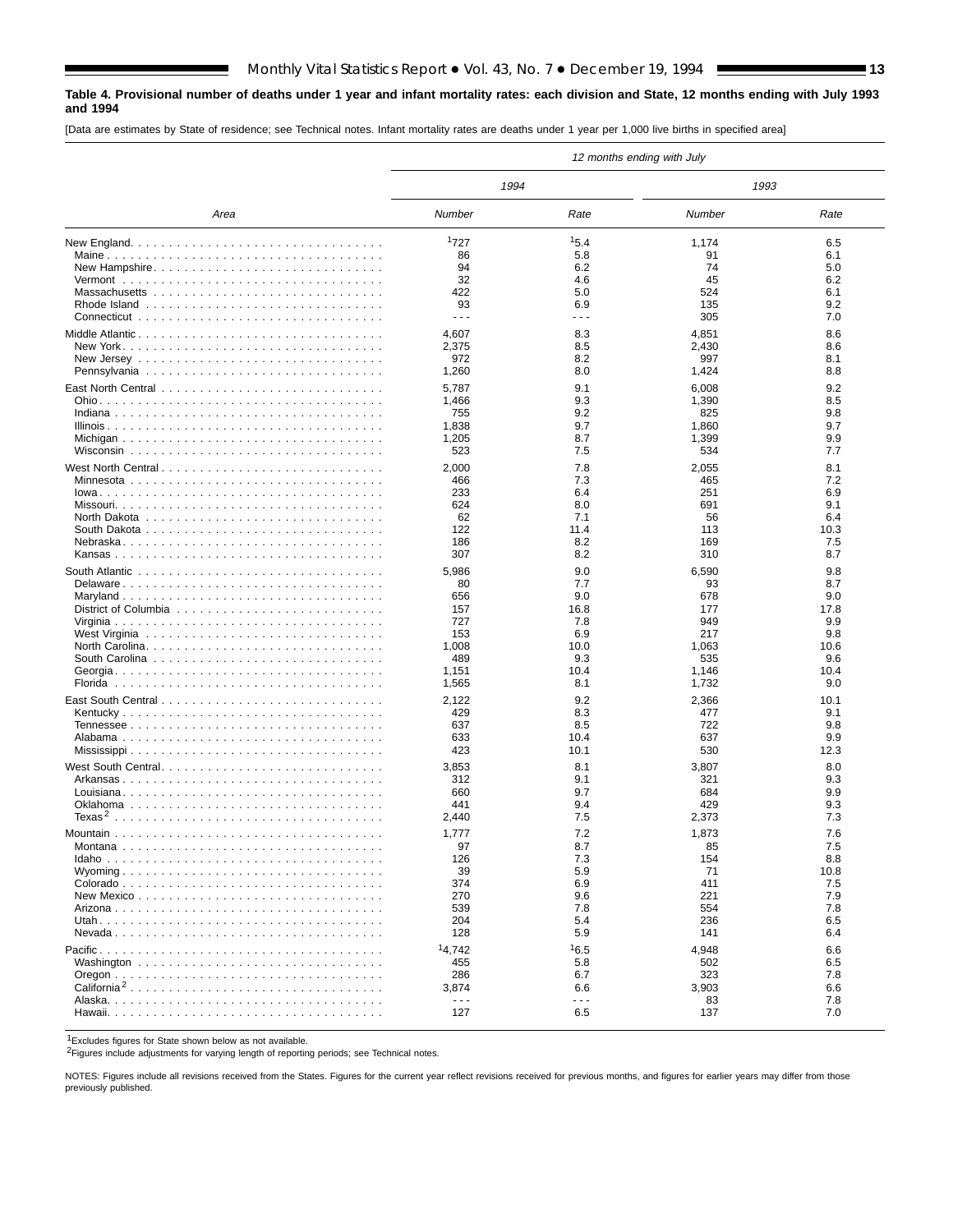**Table 4. Provisional number of deaths under 1 year and infant mortality rates: each division and State, 12 months ending with July 1993 and 1994**

[Data are estimates by State of residence; see Technical notes. Infant mortality rates are deaths under 1 year per 1,000 live births in specified area]

| Area | 12 months ending with July | | | |
|---|---|---|---|---|
| | 1994 | | 1993 | |
| | Number | Rate | Number | Rate |
| New England | [1]727 | [1]5.4 | 1,174 | 6.5 |
| Maine | 86 | 5.8 | 91 | 6.1 |
| New Hampshire | 94 | 6.2 | 74 | 5.0 |
| Vermont | 32 | 4.6 | 45 | 6.2 |
| Massachusetts | 422 | 5.0 | 524 | 6.1 |
| Rhode Island | 93 | 6.9 | 135 | 9.2 |
| Connecticut | - - - | - - - | 305 | 7.0 |
| Middle Atlantic | 4,607 | 8.3 | 4,851 | 8.6 |
| New York | 2,375 | 8.5 | 2,430 | 8.6 |
| New Jersey | 972 | 8.2 | 997 | 8.1 |
| Pennsylvania | 1,260 | 8.0 | 1,424 | 8.8 |
| East North Central | 5,787 | 9.1 | 6,008 | 9.2 |
| Ohio | 1,466 | 9.3 | 1,390 | 8.5 |
| Indiana | 755 | 9.2 | 825 | 9.8 |
| Illinois | 1,838 | 9.7 | 1,860 | 9.7 |
| Michigan | 1,205 | 8.7 | 1,399 | 9.9 |
| Wisconsin | 523 | 7.5 | 534 | 7.7 |
| West North Central | 2,000 | 7.8 | 2,055 | 8.1 |
| Minnesota | 466 | 7.3 | 465 | 7.2 |
| Iowa | 233 | 6.4 | 251 | 6.9 |
| Missouri | 624 | 8.0 | 691 | 9.1 |
| North Dakota | 62 | 7.1 | 56 | 6.4 |
| South Dakota | 122 | 11.4 | 113 | 10.3 |
| Nebraska | 186 | 8.2 | 169 | 7.5 |
| Kansas | 307 | 8.2 | 310 | 8.7 |
| South Atlantic | 5,986 | 9.0 | 6,590 | 9.8 |
| Delaware | 80 | 7.7 | 93 | 8.7 |
| Maryland | 656 | 9.0 | 678 | 9.0 |
| District of Columbia | 157 | 16.8 | 177 | 17.8 |
| Virginia | 727 | 7.8 | 949 | 9.9 |
| West Virginia | 153 | 6.9 | 217 | 9.8 |
| North Carolina | 1,008 | 10.0 | 1,063 | 10.6 |
| South Carolina | 489 | 9.3 | 535 | 9.6 |
| Georgia | 1,151 | 10.4 | 1,146 | 10.4 |
| Florida | 1,565 | 8.1 | 1,732 | 9.0 |
| East South Central | 2,122 | 9.2 | 2,366 | 10.1 |
| Kentucky | 429 | 8.3 | 477 | 9.1 |
| Tennessee | 637 | 8.5 | 722 | 9.8 |
| Alabama | 633 | 10.4 | 637 | 9.9 |
| Mississippi | 423 | 10.1 | 530 | 12.3 |
| West South Central | 3,853 | 8.1 | 3,807 | 8.0 |
| Arkansas | 312 | 9.1 | 321 | 9.3 |
| Louisiana | 660 | 9.7 | 684 | 9.9 |
| Oklahoma | 441 | 9.4 | 429 | 9.3 |
| Texas[2] | 2,440 | 7.5 | 2,373 | 7.3 |
| Mountain | 1,777 | 7.2 | 1,873 | 7.6 |
| Montana | 97 | 8.7 | 85 | 7.5 |
| Idaho | 126 | 7.3 | 154 | 8.8 |
| Wyoming | 39 | 5.9 | 71 | 10.8 |
| Colorado | 374 | 6.9 | 411 | 7.5 |
| New Mexico | 270 | 9.6 | 221 | 7.9 |
| Arizona | 539 | 7.8 | 554 | 7.8 |
| Utah | 204 | 5.4 | 236 | 6.5 |
| Nevada | 128 | 5.9 | 141 | 6.4 |
| Pacific | [1]4,742 | [1]6.5 | 4,948 | 6.6 |
| Washington | 455 | 5.8 | 502 | 6.5 |
| Oregon | 286 | 6.7 | 323 | 7.8 |
| California[2] | 3,874 | 6.6 | 3,903 | 6.6 |
| Alaska | - - - | - - - | 83 | 7.8 |
| Hawaii | 127 | 6.5 | 137 | 7.0 |

[1]Excludes figures for State shown below as not available.

[2]Figures include adjustments for varying length of reporting periods; see Technical notes.

NOTES: Figures include all revisions received from the States. Figures for the current year reflect revisions received for previous months, and figures for earlier years may differ from those previously published.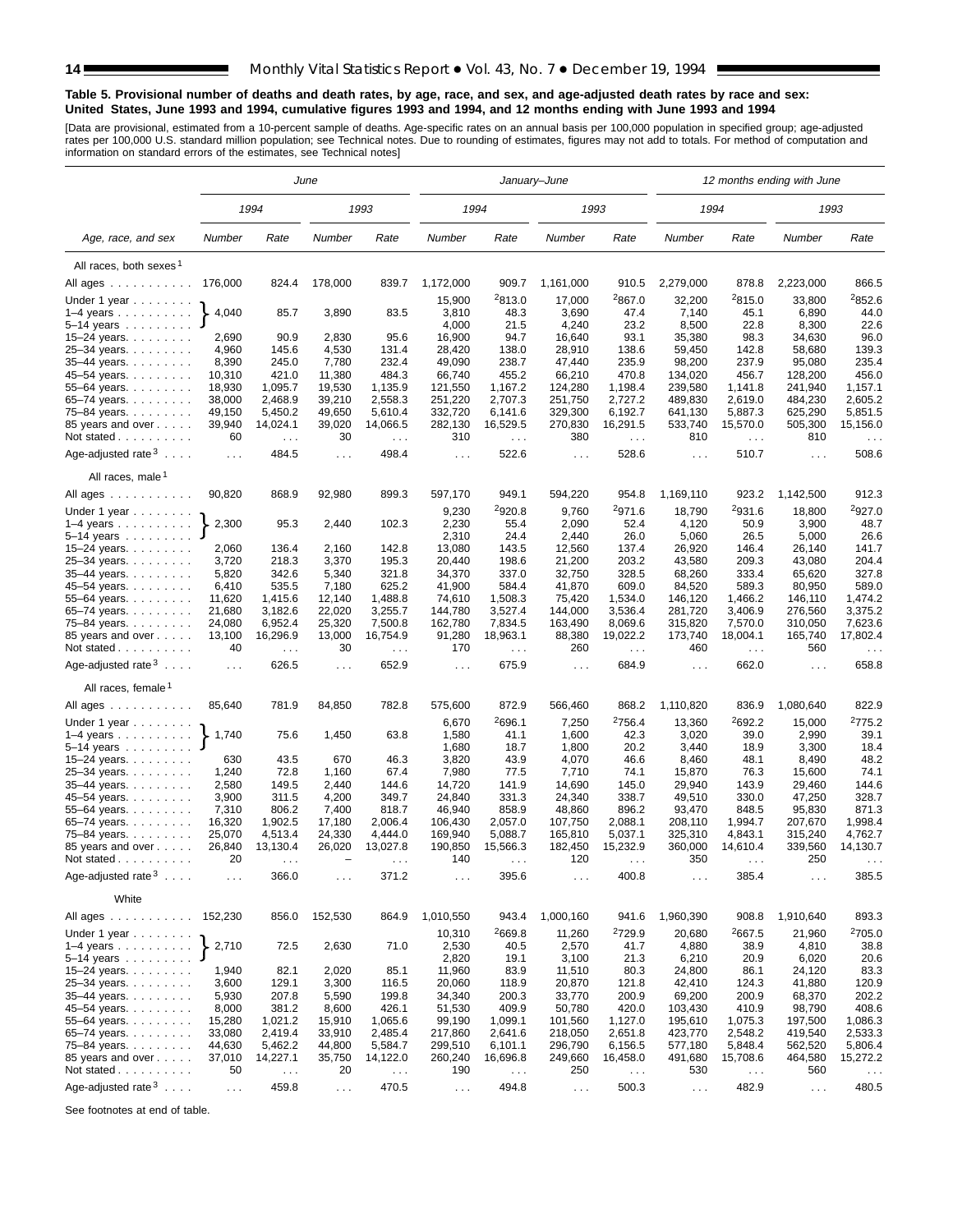**Table 5. Provisional number of deaths and death rates, by age, race, and sex, and age-adjusted death rates by race and sex: United States, June 1993 and 1994, cumulative figures 1993 and 1994, and 12 months ending with June 1993 and 1994**

[Data are provisional, estimated from a 10-percent sample of deaths. Age-specific rates on an annual basis per 100,000 population in specified group; age-adjusted rates per 100,000 U.S. standard million population; see Technical notes. Due to rounding of estimates, figures may not add to totals. For method of computation and information on standard errors of the estimates, see Technical notes]

| Age, race, and sex | June | | | | January–June | | | | 12 months ending with June | | | |
|---|---|---|---|---|---|---|---|---|---|---|---|---|
| | 1994 | | 1993 | | 1994 | | 1993 | | 1994 | | 1993 | |
| | Number | Rate | Number | Rate | Number | Rate | Number | Rate | Number | Rate | Number | Rate |
| **All races, both sexes[1]** | | | | | | | | | | | | |
| All ages | 176,000 | 824.4 | 178,000 | 839.7 | 1,172,000 | 909.7 | 1,161,000 | 910.5 | 2,279,000 | 878.8 | 2,223,000 | 866.5 |
| Under 1 year | 4,040 | 85.7 | 3,890 | 83.5 | 15,900 | [2]813.0 | 17,000 | [2]867.0 | 32,200 | [2]815.0 | 33,800 | [2]852.6 |
| 1–4 years | | | | | 3,810 | 48.3 | 3,690 | 47.4 | 7,140 | 45.1 | 6,890 | 44.0 |
| 5–14 years | | | | | 4,000 | 21.5 | 4,240 | 23.2 | 8,500 | 22.8 | 8,300 | 22.6 |
| 15–24 years | 2,690 | 90.9 | 2,830 | 95.6 | 16,900 | 94.7 | 16,640 | 93.1 | 35,380 | 98.3 | 34,630 | 96.0 |
| 25–34 years | 4,960 | 145.6 | 4,530 | 131.4 | 28,420 | 138.0 | 28,910 | 138.6 | 59,450 | 142.8 | 58,680 | 139.3 |
| 35–44 years | 8,390 | 245.0 | 7,780 | 232.4 | 49,090 | 238.7 | 47,440 | 235.9 | 98,200 | 237.9 | 95,080 | 235.4 |
| 45–54 years | 10,310 | 421.0 | 11,380 | 484.3 | 66,740 | 455.2 | 66,210 | 470.8 | 134,020 | 456.7 | 128,200 | 456.0 |
| 55–64 years | 18,930 | 1,095.7 | 19,530 | 1,135.9 | 121,550 | 1,167.2 | 124,280 | 1,198.4 | 239,580 | 1,141.8 | 241,940 | 1,157.1 |
| 65–74 years | 38,000 | 2,468.9 | 39,210 | 2,558.3 | 251,220 | 2,707.3 | 251,750 | 2,727.2 | 489,830 | 2,619.0 | 484,230 | 2,605.2 |
| 75–84 years | 49,150 | 5,450.2 | 49,650 | 5,610.4 | 332,720 | 6,141.6 | 329,300 | 6,192.7 | 641,130 | 5,887.3 | 625,290 | 5,851.5 |
| 85 years and over | 39,940 | 14,024.1 | 39,020 | 14,066.5 | 282,130 | 16,529.5 | 270,830 | 16,291.5 | 533,740 | 15,570.0 | 505,300 | 15,156.0 |
| Not stated | 60 | . . . | 30 | . . . | 310 | . . . | 380 | . . . | 810 | . . . | 810 | . . . |
| Age-adjusted rate[3] | . . . | 484.5 | . . . | 498.4 | . . . | 522.6 | . . . | 528.6 | . . . | 510.7 | . . . | 508.6 |
| **All races, male[1]** | | | | | | | | | | | | |
| All ages | 90,820 | 868.9 | 92,980 | 899.3 | 597,170 | 949.1 | 594,220 | 954.8 | 1,169,110 | 923.2 | 1,142,500 | 912.3 |
| Under 1 year | 2,300 | 95.3 | 2,440 | 102.3 | 9,230 | [2]920.8 | 9,760 | [2]971.6 | 18,790 | [2]931.6 | 18,800 | [2]927.0 |
| 1–4 years | | | | | 2,230 | 55.4 | 2,090 | 52.4 | 4,120 | 50.9 | 3,900 | 48.7 |
| 5–14 years | | | | | 2,310 | 24.4 | 2,440 | 26.0 | 5,060 | 26.5 | 5,000 | 26.6 |
| 15–24 years | 2,060 | 136.4 | 2,160 | 142.8 | 13,080 | 143.5 | 12,560 | 137.4 | 26,920 | 146.4 | 26,140 | 141.7 |
| 25–34 years | 3,720 | 218.3 | 3,370 | 195.3 | 20,440 | 198.6 | 21,200 | 203.2 | 43,580 | 209.3 | 43,080 | 204.4 |
| 35–44 years | 5,820 | 342.6 | 5,340 | 321.8 | 34,370 | 337.0 | 32,750 | 328.5 | 68,260 | 333.4 | 65,620 | 327.8 |
| 45–54 years | 6,410 | 535.5 | 7,180 | 625.2 | 41,900 | 584.4 | 41,870 | 609.0 | 84,520 | 589.3 | 80,950 | 589.0 |
| 55–64 years | 11,620 | 1,415.6 | 12,140 | 1,488.8 | 74,610 | 1,508.3 | 75,420 | 1,534.0 | 146,120 | 1,466.2 | 146,110 | 1,474.2 |
| 65–74 years | 21,680 | 3,182.6 | 22,020 | 3,255.7 | 144,780 | 3,527.4 | 144,000 | 3,536.4 | 281,720 | 3,406.9 | 276,560 | 3,375.2 |
| 75–84 years | 24,080 | 6,952.4 | 25,320 | 7,500.8 | 162,780 | 7,834.5 | 163,490 | 8,069.6 | 315,820 | 7,570.0 | 310,050 | 7,623.6 |
| 85 years and over | 13,100 | 16,296.9 | 13,000 | 16,754.9 | 91,280 | 18,963.1 | 88,380 | 19,022.2 | 173,740 | 18,004.1 | 165,740 | 17,802.4 |
| Not stated | 40 | . . . | 30 | . . . | 170 | . . . | 260 | . . . | 460 | . . . | 560 | . . . |
| Age-adjusted rate[3] | . . . | 626.5 | . . . | 652.9 | . . . | 675.9 | . . . | 684.9 | . . . | 662.0 | . . . | 658.8 |
| **All races, female[1]** | | | | | | | | | | | | |
| All ages | 85,640 | 781.9 | 84,850 | 782.8 | 575,600 | 872.9 | 566,460 | 868.2 | 1,110,820 | 836.9 | 1,080,640 | 822.9 |
| Under 1 year | 1,740 | 75.6 | 1,450 | 63.8 | 6,670 | [2]696.1 | 7,250 | [2]756.4 | 13,360 | [2]692.2 | 15,000 | [2]775.2 |
| 1–4 years | | | | | 1,580 | 41.1 | 1,600 | 42.3 | 3,020 | 39.0 | 2,990 | 39.1 |
| 5–14 years | | | | | 1,680 | 18.7 | 1,800 | 20.2 | 3,440 | 18.9 | 3,300 | 18.4 |
| 15–24 years | 630 | 43.5 | 670 | 46.3 | 3,820 | 43.9 | 4,070 | 46.6 | 8,460 | 48.1 | 8,490 | 48.2 |
| 25–34 years | 1,240 | 72.8 | 1,160 | 67.4 | 7,980 | 77.5 | 7,710 | 74.1 | 15,870 | 76.3 | 15,600 | 74.1 |
| 35–44 years | 2,580 | 149.5 | 2,440 | 144.6 | 14,720 | 141.9 | 14,690 | 145.0 | 29,940 | 143.9 | 29,460 | 144.6 |
| 45–54 years | 3,900 | 311.5 | 4,200 | 349.7 | 24,840 | 331.3 | 24,340 | 338.7 | 49,510 | 330.0 | 47,250 | 328.7 |
| 55–64 years | 7,310 | 806.2 | 7,400 | 818.7 | 46,940 | 858.9 | 48,860 | 896.2 | 93,470 | 848.5 | 95,830 | 871.3 |
| 65–74 years | 16,320 | 1,902.5 | 17,180 | 2,006.4 | 106,430 | 2,057.0 | 107,750 | 2,088.1 | 208,110 | 1,994.7 | 207,670 | 1,998.4 |
| 75–84 years | 25,070 | 4,513.4 | 24,330 | 4,444.0 | 169,940 | 5,088.7 | 165,810 | 5,037.1 | 325,310 | 4,843.1 | 315,240 | 4,762.7 |
| 85 years and over | 26,840 | 13,130.4 | 26,020 | 13,027.8 | 190,850 | 15,566.3 | 182,450 | 15,232.9 | 360,000 | 14,610.4 | 339,560 | 14,130.7 |
| Not stated | 20 | . . . | – | . . . | 140 | . . . | 120 | . . . | 350 | . . . | 250 | . . . |
| Age-adjusted rate[3] | . . . | 366.0 | . . . | 371.2 | . . . | 395.6 | . . . | 400.8 | . . . | 385.4 | . . . | 385.5 |
| **White** | | | | | | | | | | | | |
| All ages | 152,230 | 856.0 | 152,530 | 864.9 | 1,010,550 | 943.4 | 1,000,160 | 941.6 | 1,960,390 | 908.8 | 1,910,640 | 893.3 |
| Under 1 year | 2,710 | 72.5 | 2,630 | 71.0 | 10,310 | [2]669.8 | 11,260 | [2]729.9 | 20,680 | [2]667.5 | 21,960 | [2]705.0 |
| 1–4 years | | | | | 2,530 | 40.5 | 2,570 | 41.7 | 4,880 | 38.9 | 4,810 | 38.8 |
| 5–14 years | | | | | 2,820 | 19.1 | 3,100 | 21.3 | 6,210 | 20.9 | 6,020 | 20.6 |
| 15–24 years | 1,940 | 82.1 | 2,020 | 85.1 | 11,960 | 83.9 | 11,510 | 80.3 | 24,800 | 86.1 | 24,120 | 83.3 |
| 25–34 years | 3,600 | 129.1 | 3,300 | 116.5 | 20,060 | 118.9 | 20,870 | 121.8 | 42,410 | 124.3 | 41,880 | 120.9 |
| 35–44 years | 5,930 | 207.8 | 5,590 | 199.8 | 34,340 | 200.3 | 33,770 | 200.9 | 69,200 | 200.9 | 68,370 | 202.2 |
| 45–54 years | 8,000 | 381.2 | 8,600 | 426.1 | 51,530 | 409.9 | 50,780 | 420.0 | 103,430 | 410.9 | 98,790 | 408.6 |
| 55–64 years | 15,280 | 1,021.2 | 15,910 | 1,065.6 | 99,190 | 1,099.1 | 101,560 | 1,127.0 | 195,610 | 1,075.3 | 197,500 | 1,086.3 |
| 65–74 years | 33,080 | 2,419.4 | 33,910 | 2,485.4 | 217,860 | 2,641.6 | 218,050 | 2,651.8 | 423,770 | 2,548.2 | 419,540 | 2,533.3 |
| 75–84 years | 44,630 | 5,462.2 | 44,800 | 5,584.7 | 299,510 | 6,101.1 | 296,790 | 6,156.5 | 577,180 | 5,848.4 | 562,520 | 5,806.4 |
| 85 years and over | 37,010 | 14,227.1 | 35,750 | 14,122.0 | 260,240 | 16,696.8 | 249,660 | 16,458.0 | 491,680 | 15,708.6 | 464,580 | 15,272.2 |
| Not stated | 50 | . . . | 20 | . . . | 190 | . . . | 250 | . . . | 530 | . . . | 560 | . . . |
| Age-adjusted rate[3] | . . . | 459.8 | . . . | 470.5 | . . . | 494.8 | . . . | 500.3 | . . . | 482.9 | . . . | 480.5 |

Note: For June columns, the figures shown for "Under 1 year" are for the combined group Under 1 year, 1–4 years, and 5–14 years (bracketed in the original).

See footnotes at end of table.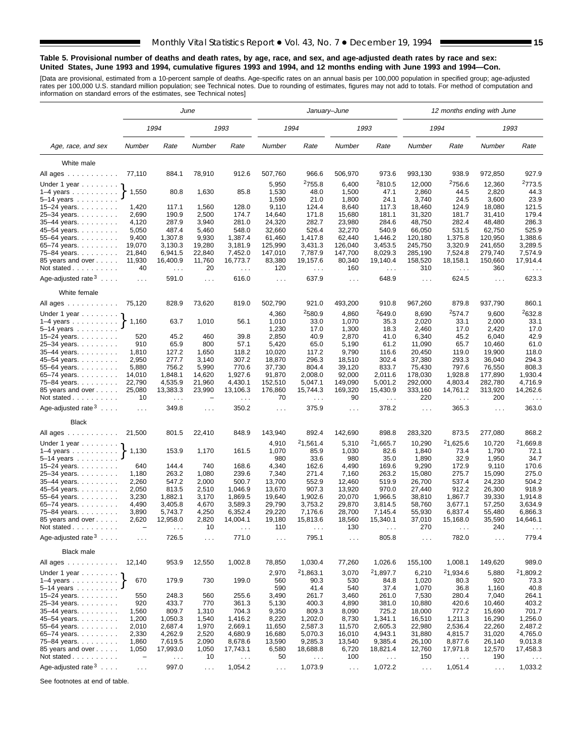**Table 5. Provisional number of deaths and death rates, by age, race, and sex, and age-adjusted death rates by race and sex: United States, June 1993 and 1994, cumulative figures 1993 and 1994, and 12 months ending with June 1993 and 1994—Con.**

[Data are provisional, estimated from a 10-percent sample of deaths. Age-specific rates on an annual basis per 100,000 population in specified group; age-adjusted rates per 100,000 U.S. standard million population; see Technical notes. Due to rounding of estimates, figures may not add to totals. For method of computation and information on standard errors of the estimates, see Technical notes]

| Age, race, and sex | *June* | | | | *January–June* | | | | *12 months ending with June* | | | |
|---|---|---|---|---|---|---|---|---|---|---|---|---|
| | *1994* | | *1993* | | *1994* | | *1993* | | *1994* | | *1993* | |
| | *Number* | *Rate* | *Number* | *Rate* | *Number* | *Rate* | *Number* | *Rate* | *Number* | *Rate* | *Number* | *Rate* |
| White male | | | | | | | | | | | | |
| All ages | 77,110 | 884.1 | 78,910 | 912.6 | 507,760 | 966.6 | 506,970 | 973.6 | 993,130 | 938.9 | 972,850 | 927.9 |
| Under 1 year | 1,550 | 80.8 | 1,630 | 85.8 | 5,950 | [2]755.8 | 6,400 | [2]810.5 | 12,000 | [2]756.6 | 12,360 | [2]773.5 |
| 1–4 years | | | | | 1,530 | 48.0 | 1,500 | 47.1 | 2,860 | 44.5 | 2,820 | 44.3 |
| 5–14 years | | | | | 1,590 | 21.0 | 1,800 | 24.1 | 3,740 | 24.5 | 3,600 | 23.9 |
| 15–24 years | 1,420 | 117.1 | 1,560 | 128.0 | 9,110 | 124.4 | 8,640 | 117.3 | 18,460 | 124.9 | 18,080 | 121.5 |
| 25–34 years | 2,690 | 190.9 | 2,500 | 174.7 | 14,640 | 171.8 | 15,680 | 181.1 | 31,320 | 181.7 | 31,410 | 179.4 |
| 35–44 years | 4,120 | 287.9 | 3,940 | 281.0 | 24,320 | 282.7 | 23,980 | 284.6 | 48,750 | 282.4 | 48,480 | 286.3 |
| 45–54 years | 5,050 | 487.4 | 5,460 | 548.0 | 32,660 | 526.4 | 32,270 | 540.9 | 66,050 | 531.5 | 62,750 | 525.9 |
| 55–64 years | 9,400 | 1,307.8 | 9,930 | 1,387.4 | 61,460 | 1,417.8 | 62,440 | 1,446.2 | 120,180 | 1,375.8 | 120,950 | 1,388.6 |
| 65–74 years | 19,070 | 3,130.3 | 19,280 | 3,181.9 | 125,990 | 3,431.3 | 126,040 | 3,453.5 | 245,750 | 3,320.9 | 241,650 | 3,289.5 |
| 75–84 years | 21,840 | 6,941.5 | 22,840 | 7,452.0 | 147,010 | 7,787.9 | 147,700 | 8,029.3 | 285,190 | 7,524.8 | 279,740 | 7,574.9 |
| 85 years and over | 11,930 | 16,400.9 | 11,760 | 16,773.7 | 83,380 | 19,157.6 | 80,340 | 19,140.4 | 158,520 | 18,158.1 | 150,660 | 17,914.4 |
| Not stated | 40 | . . . | 20 | . . . | 120 | . . . | 160 | . . . | 310 | . . . | 360 | . . . |
| Age-adjusted rate[3] | . . . | 591.0 | . . . | 616.0 | . . . | 637.9 | . . . | 648.9 | . . . | 624.5 | . . . | 623.3 |
| White female | | | | | | | | | | | | |
| All ages | 75,120 | 828.9 | 73,620 | 819.0 | 502,790 | 921.0 | 493,200 | 910.8 | 967,260 | 879.8 | 937,790 | 860.1 |
| Under 1 year | 1,160 | 63.7 | 1,010 | 56.1 | 4,360 | [2]580.9 | 4,860 | [2]649.0 | 8,690 | [2]574.7 | 9,600 | [2]632.8 |
| 1–4 years | | | | | 1,010 | 33.0 | 1,070 | 35.3 | 2,020 | 33.1 | 2,000 | 33.1 |
| 5–14 years | | | | | 1,230 | 17.0 | 1,300 | 18.3 | 2,460 | 17.0 | 2,420 | 17.0 |
| 15–24 years | 520 | 45.2 | 460 | 39.8 | 2,850 | 40.9 | 2,870 | 41.0 | 6,340 | 45.2 | 6,040 | 42.9 |
| 25–34 years | 910 | 65.9 | 800 | 57.1 | 5,420 | 65.0 | 5,190 | 61.2 | 11,090 | 65.7 | 10,460 | 61.0 |
| 35–44 years | 1,810 | 127.2 | 1,650 | 118.2 | 10,020 | 117.2 | 9,790 | 116.6 | 20,450 | 119.0 | 19,900 | 118.0 |
| 45–54 years | 2,950 | 277.7 | 3,140 | 307.2 | 18,870 | 296.3 | 18,510 | 302.4 | 37,380 | 293.3 | 36,040 | 294.3 |
| 55–64 years | 5,880 | 756.2 | 5,990 | 770.6 | 37,730 | 804.4 | 39,120 | 833.7 | 75,430 | 797.6 | 76,550 | 808.3 |
| 65–74 years | 14,010 | 1,848.1 | 14,620 | 1,927.6 | 91,870 | 2,008.0 | 92,000 | 2,011.6 | 178,030 | 1,928.8 | 177,890 | 1,930.4 |
| 75–84 years | 22,790 | 4,535.9 | 21,960 | 4,430.1 | 152,510 | 5,047.1 | 149,090 | 5,001.2 | 292,000 | 4,803.4 | 282,780 | 4,716.9 |
| 85 years and over | 25,080 | 13,383.3 | 23,990 | 13,106.3 | 176,860 | 15,744.3 | 169,320 | 15,430.9 | 333,160 | 14,761.2 | 313,920 | 14,262.6 |
| Not stated | 10 | . . . | – | . . . | 70 | . . . | 90 | . . . | 220 | . . . | 200 | . . . |
| Age-adjusted rate[3] | . . . | 349.8 | . . . | 350.2 | . . . | 375.9 | . . . | 378.2 | . . . | 365.3 | . . . | 363.0 |
| Black | | | | | | | | | | | | |
| All ages | 21,500 | 801.5 | 22,410 | 848.9 | 143,940 | 892.4 | 142,690 | 898.8 | 283,320 | 873.5 | 277,080 | 868.2 |
| Under 1 year | 1,130 | 153.9 | 1,170 | 161.5 | 4,910 | [2]1,561.4 | 5,310 | [2]1,665.7 | 10,290 | [2]1,625.6 | 10,720 | [2]1,669.8 |
| 1–4 years | | | | | 1,070 | 85.9 | 1,030 | 82.6 | 1,840 | 73.4 | 1,790 | 72.1 |
| 5–14 years | | | | | 980 | 33.6 | 980 | 35.0 | 1,890 | 32.9 | 1,950 | 34.7 |
| 15–24 years | 640 | 144.4 | 740 | 168.6 | 4,340 | 162.6 | 4,490 | 169.6 | 9,290 | 172.9 | 9,110 | 170.6 |
| 25–34 years | 1,180 | 263.2 | 1,080 | 239.6 | 7,340 | 271.4 | 7,160 | 263.2 | 15,080 | 275.7 | 15,090 | 275.0 |
| 35–44 years | 2,260 | 547.2 | 2,000 | 500.7 | 13,700 | 552.9 | 12,460 | 519.9 | 26,700 | 537.4 | 24,230 | 504.2 |
| 45–54 years | 2,050 | 813.5 | 2,510 | 1,046.9 | 13,670 | 907.3 | 13,920 | 970.0 | 27,440 | 912.2 | 26,300 | 918.9 |
| 55–64 years | 3,230 | 1,882.1 | 3,170 | 1,869.5 | 19,640 | 1,902.6 | 20,070 | 1,966.5 | 38,810 | 1,867.7 | 39,330 | 1,914.8 |
| 65–74 years | 4,490 | 3,405.8 | 4,670 | 3,589.3 | 29,790 | 3,753.2 | 29,870 | 3,814.5 | 58,760 | 3,677.1 | 57,250 | 3,634.9 |
| 75–84 years | 3,890 | 5,743.7 | 4,250 | 6,352.4 | 29,220 | 7,176.6 | 28,700 | 7,145.4 | 55,930 | 6,837.4 | 55,480 | 6,866.3 |
| 85 years and over | 2,620 | 12,958.0 | 2,820 | 14,004.1 | 19,180 | 15,813.6 | 18,560 | 15,340.1 | 37,010 | 15,168.0 | 35,590 | 14,646.1 |
| Not stated | – | . . . | 10 | . . . | 110 | . . . | 130 | . . . | 270 | . . . | 240 | . . . |
| Age-adjusted rate[3] | . . . | 726.5 | . . . | 771.0 | . . . | 795.1 | . . . | 805.8 | . . . | 782.0 | . . . | 779.4 |
| Black male | | | | | | | | | | | | |
| All ages | 12,140 | 953.9 | 12,550 | 1,002.8 | 78,850 | 1,030.4 | 77,260 | 1,026.6 | 155,100 | 1,008.1 | 149,620 | 989.0 |
| Under 1 year | 670 | 179.9 | 730 | 199.0 | 2,970 | [2]1,863.1 | 3,070 | [2]1,897.7 | 6,210 | [2]1,934.6 | 5,880 | [2]1,809.2 |
| 1–4 years | | | | | 560 | 90.3 | 530 | 84.8 | 1,020 | 80.3 | 920 | 73.3 |
| 5–14 years | | | | | 590 | 41.4 | 540 | 37.4 | 1,070 | 36.8 | 1,160 | 40.8 |
| 15–24 years | 550 | 248.3 | 560 | 255.6 | 3,490 | 261.7 | 3,460 | 261.0 | 7,530 | 280.4 | 7,040 | 264.1 |
| 25–34 years | 920 | 433.7 | 770 | 361.3 | 5,130 | 400.3 | 4,890 | 381.0 | 10,880 | 420.6 | 10,460 | 403.2 |
| 35–44 years | 1,560 | 809.7 | 1,310 | 704.3 | 9,350 | 809.3 | 8,090 | 725.2 | 18,000 | 777.2 | 15,690 | 701.7 |
| 45–54 years | 1,200 | 1,050.3 | 1,540 | 1,416.2 | 8,220 | 1,202.0 | 8,730 | 1,341.1 | 16,510 | 1,211.3 | 16,290 | 1,256.0 |
| 55–64 years | 2,010 | 2,687.4 | 1,970 | 2,669.1 | 11,650 | 2,587.3 | 11,570 | 2,605.3 | 22,980 | 2,536.4 | 22,260 | 2,487.2 |
| 65–74 years | 2,330 | 4,262.9 | 2,520 | 4,680.9 | 16,680 | 5,070.3 | 16,010 | 4,943.1 | 31,880 | 4,815.7 | 31,020 | 4,765.0 |
| 75–84 years | 1,860 | 7,619.5 | 2,090 | 8,678.6 | 13,590 | 9,285.3 | 13,540 | 9,385.4 | 26,100 | 8,877.6 | 26,140 | 9,013.8 |
| 85 years and over | 1,050 | 17,993.0 | 1,050 | 17,743.1 | 6,580 | 18,688.8 | 6,720 | 18,821.4 | 12,760 | 17,971.8 | 12,570 | 17,458.3 |
| Not stated | – | . . . | 10 | . . . | 50 | . . . | 100 | . . . | 150 | . . . | 190 | . . . |
| Age-adjusted rate[3] | . . . | 997.0 | . . . | 1,054.2 | . . . | 1,073.9 | . . . | 1,072.2 | . . . | 1,051.4 | . . . | 1,033.2 |

Note: For the June columns, the values shown on the "Under 1 year" row are a single combined figure for ages under 15 years (Under 1 year, 1–4 years, and 5–14 years bracketed together).

See footnotes at end of table.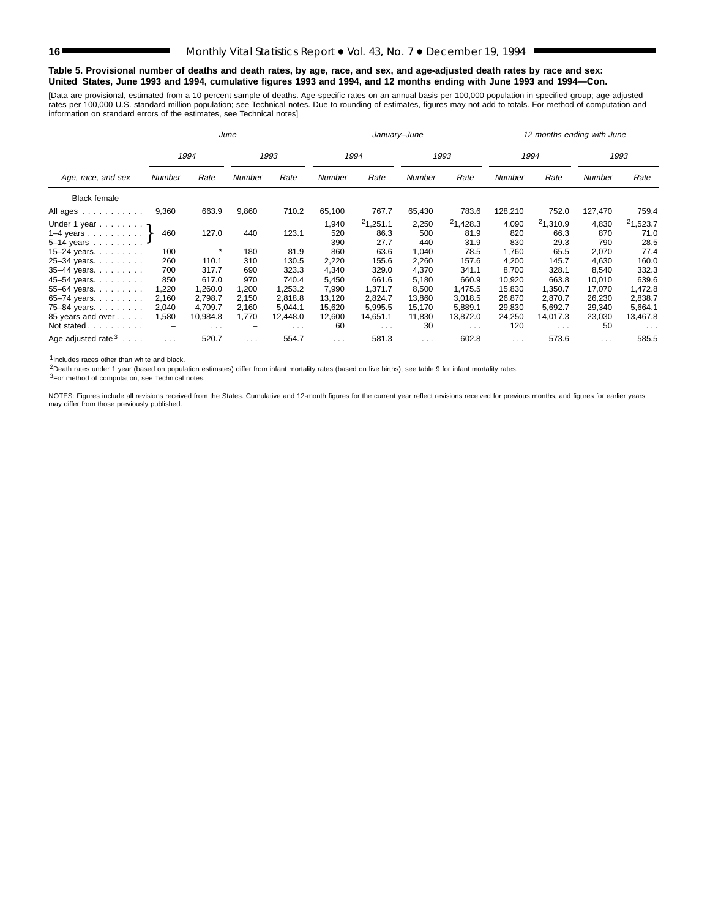**Table 5. Provisional number of deaths and death rates, by age, race, and sex, and age-adjusted death rates by race and sex: United States, June 1993 and 1994, cumulative figures 1993 and 1994, and 12 months ending with June 1993 and 1994—Con.**

[Data are provisional, estimated from a 10-percent sample of deaths. Age-specific rates on an annual basis per 100,000 population in specified group; age-adjusted rates per 100,000 U.S. standard million population; see Technical notes. Due to rounding of estimates, figures may not add to totals. For method of computation and information on standard errors of the estimates, see Technical notes]

| Age, race, and sex | June | | | | January–June | | | | 12 months ending with June | | | |
|---|---|---|---|---|---|---|---|---|---|---|---|---|
| | 1994 | | 1993 | | 1994 | | 1993 | | 1994 | | 1993 | |
| | Number | Rate | Number | Rate | Number | Rate | Number | Rate | Number | Rate | Number | Rate |
| Black female | | | | | | | | | | | | |
| All ages | 9,360 | 663.9 | 9,860 | 710.2 | 65,100 | 767.7 | 65,430 | 783.6 | 128,210 | 752.0 | 127,470 | 759.4 |
| Under 1 year | 460 | 127.0 | 440 | 123.1 | 1,940 | [2]1,251.1 | 2,250 | [2]1,428.3 | 4,090 | [2]1,310.9 | 4,830 | [2]1,523.7 |
| 1–4 years | | | | | 520 | 86.3 | 500 | 81.9 | 820 | 66.3 | 870 | 71.0 |
| 5–14 years | | | | | 390 | 27.7 | 440 | 31.9 | 830 | 29.3 | 790 | 28.5 |
| 15–24 years | 100 | * | 180 | 81.9 | 860 | 63.6 | 1,040 | 78.5 | 1,760 | 65.5 | 2,070 | 77.4 |
| 25–34 years | 260 | 110.1 | 310 | 130.5 | 2,220 | 155.6 | 2,260 | 157.6 | 4,200 | 145.7 | 4,630 | 160.0 |
| 35–44 years | 700 | 317.7 | 690 | 323.3 | 4,340 | 329.0 | 4,370 | 341.1 | 8,700 | 328.1 | 8,540 | 332.3 |
| 45–54 years | 850 | 617.0 | 970 | 740.4 | 5,450 | 661.6 | 5,180 | 660.9 | 10,920 | 663.8 | 10,010 | 639.6 |
| 55–64 years | 1,220 | 1,260.0 | 1,200 | 1,253.2 | 7,990 | 1,371.7 | 8,500 | 1,475.5 | 15,830 | 1,350.7 | 17,070 | 1,472.8 |
| 65–74 years | 2,160 | 2,798.7 | 2,150 | 2,818.8 | 13,120 | 2,824.7 | 13,860 | 3,018.5 | 26,870 | 2,870.7 | 26,230 | 2,838.7 |
| 75–84 years | 2,040 | 4,709.7 | 2,160 | 5,044.1 | 15,620 | 5,995.5 | 15,170 | 5,889.1 | 29,830 | 5,692.7 | 29,340 | 5,664.1 |
| 85 years and over | 1,580 | 10,984.8 | 1,770 | 12,448.0 | 12,600 | 14,651.1 | 11,830 | 13,872.0 | 24,250 | 14,017.3 | 23,030 | 13,467.8 |
| Not stated | – | . . . | – | . . . | 60 | . . . | 30 | . . . | 120 | . . . | 50 | . . . |
| Age-adjusted rate[3] | . . . | 520.7 | . . . | 554.7 | . . . | 581.3 | . . . | 602.8 | . . . | 573.6 | . . . | 585.5 |

[1]Includes races other than white and black.

[2]Death rates under 1 year (based on population estimates) differ from infant mortality rates (based on live births); see table 9 for infant mortality rates.

[3]For method of computation, see Technical notes.

NOTES: Figures include all revisions received from the States. Cumulative and 12-month figures for the current year reflect revisions received for previous months, and figures for earlier years may differ from those previously published.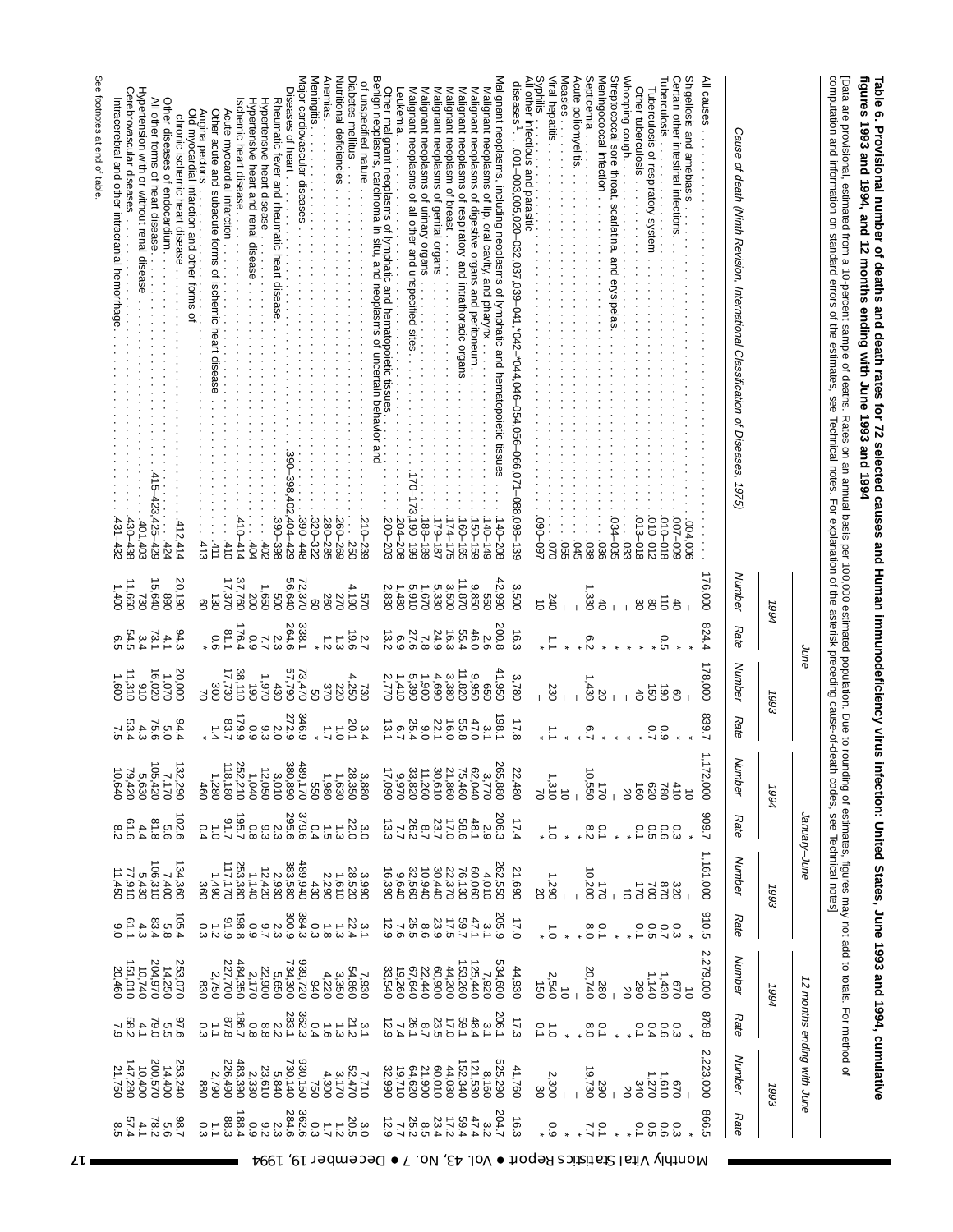**Table 6. Provisional number of deaths and death rates for 72 selected causes and Human immunodeficiency virus infection: United States, June 1993 and 1994, cumulative figures 1993 and 1994, and 12 months ending with June 1993 and 1994**

[Data are provisional, estimated from a 10-percent sample of deaths. Rates on an annual basis per 100,000 estimated population. Due to rounding of estimates, figures may not add to totals. For method of computation and information on standard errors of the estimates, see Technical notes]

| Cause of death (Ninth Revision, International Classification of Diseases, 1975) | June | | | | January–June | | | | 12 months ending with June | | | |
|---|---|---|---|---|---|---|---|---|---|---|---|---|
| | 1994 | | 1993 | | 1994 | | 1993 | | 1994 | | 1993 | |
| | Number | Rate | Number | Rate | Number | Rate | Number | Rate | Number | Rate | Number | Rate |
| All causes | 176,000 | 824.4 | 178,000 | 839.7 | 1,172,000 | 909.7 | 1,161,000 | 910.5 | 2,279,000 | 878.8 | 2,223,000 | 866.5 |
| Shigellosis and amebiasis ...004,006 | – | * | – | * | 10 | * | – | * | 10 | * | – | * |
| Certain other intestinal infections ...007–009 | 40 | * | 60 | * | 410 | 0.3 | 320 | 0.3 | 670 | 0.3 | 670 | 0.3 |
| Tuberculosis ...010–018 | 110 | 0.5 | 190 | 0.9 | 780 | 0.6 | 870 | 0.7 | 1,430 | 0.6 | 1,610 | 0.6 |
| Tuberculosis of respiratory system ...010–012 | 80 | * | 150 | 0.7 | 620 | 0.5 | 700 | 0.5 | 1,140 | 0.4 | 1,270 | 0.5 |
| Other tuberculosis ...013–018 | 30 | * | 40 | * | 160 | 0.1 | 170 | 0.1 | 290 | 0.1 | 340 | 0.1 |
| Whooping cough ...033 | – | * | – | * | 20 | * | 10 | * | 20 | * | 20 | * |
| Streptococcal sore throat, scarlatina, and erysipelas ...034–035 | – | * | – | * | – | * | – | * | – | * | – | * |
| Meningococcal infection ...036 | 40 | * | 20 | * | 170 | 0.1 | 170 | 0.1 | 280 | 0.1 | 290 | 0.1 |
| Septicemia ...038 | 1,330 | 6.2 | 1,430 | 6.7 | 10,550 | 8.2 | 10,200 | 8.0 | 20,740 | 8.0 | 19,730 | 7.7 |
| Acute poliomyelitis ...045 | – | * | – | * | – | * | – | * | – | * | – | * |
| Measles ...055 | – | * | – | * | 10 | * | – | * | 10 | * | – | * |
| Viral hepatitis ...070 | 240 | 1.1 | 230 | 1.1 | 1,310 | 1.0 | 1,290 | 1.0 | 2,540 | 1.0 | 2,300 | 0.9 |
| Syphilis ...090–097 | 10 | * | – | * | 70 | * | 20 | * | 150 | 0.1 | 30 | * |
| All other infectious and parasitic diseases[1] ...001–003,005,020–032,037,039–041,*042–*044,046–054,056–066,071–088,098–139 | 3,500 | 16.3 | 3,780 | 17.8 | 22,480 | 17.4 | 21,690 | 17.0 | 44,930 | 17.3 | 41,760 | 16.3 |
| Malignant neoplasms, including neoplasms of lymphatic and hematopoietic tissues ...140–208 | 42,990 | 200.8 | 41,950 | 198.1 | 265,880 | 206.3 | 262,550 | 205.9 | 534,600 | 206.1 | 525,290 | 204.7 |
| Malignant neoplasms of lip, oral cavity, and pharynx ...140–149 | 550 | 2.6 | 650 | 3.1 | 3,770 | 2.9 | 4,010 | 3.1 | 7,920 | 3.1 | 8,160 | 3.2 |
| Malignant neoplasms of digestive organs and peritoneum ...150–159 | 9,850 | 46.0 | 9,950 | 47.0 | 62,040 | 48.1 | 60,060 | 47.1 | 125,440 | 48.4 | 121,530 | 47.4 |
| Malignant neoplasms of respiratory and intrathoracic organs ...160–165 | 11,870 | 55.4 | 11,820 | 55.8 | 75,460 | 58.6 | 76,130 | 59.7 | 153,260 | 59.1 | 152,340 | 59.4 |
| Malignant neoplasm of breast ...174–175 | 3,500 | 16.3 | 3,380 | 16.0 | 21,860 | 17.0 | 22,370 | 17.5 | 44,200 | 17.0 | 44,030 | 17.2 |
| Malignant neoplasms of genital organs ...179–187 | 5,330 | 24.9 | 4,690 | 22.1 | 30,610 | 23.7 | 30,440 | 23.9 | 60,900 | 23.5 | 60,010 | 23.4 |
| Malignant neoplasms of urinary organs ...188–189 | 1,670 | 7.8 | 1,900 | 9.0 | 11,260 | 8.7 | 10,940 | 8.6 | 22,440 | 8.7 | 21,900 | 8.5 |
| Malignant neoplasms of all other and unspecified sites ...170–173,190–199 | 5,910 | 27.6 | 5,390 | 25.4 | 33,820 | 26.2 | 32,560 | 25.5 | 67,640 | 26.1 | 64,620 | 25.2 |
| Leukemia ...204–208 | 1,480 | 6.9 | 1,410 | 6.7 | 9,970 | 7.7 | 9,640 | 7.6 | 19,260 | 7.4 | 19,710 | 7.7 |
| Other malignant neoplasms of lymphatic and hematopoietic tissues ...200–203 | 2,830 | 13.2 | 2,770 | 13.1 | 17,090 | 13.3 | 16,390 | 12.9 | 33,540 | 12.9 | 32,990 | 12.9 |
| Benign neoplasms, carcinoma in situ, and neoplasms of uncertain behavior and of unspecified nature ...210–239 | 570 | 2.7 | 730 | 3.4 | 3,880 | 3.0 | 3,990 | 3.1 | 7,930 | 3.1 | 7,710 | 3.0 |
| Diabetes mellitus ...250 | 4,190 | 19.6 | 4,250 | 20.1 | 28,350 | 22.0 | 28,520 | 22.4 | 54,860 | 21.2 | 52,470 | 20.5 |
| Nutritional deficiencies ...260–269 | 270 | 1.3 | 220 | 1.0 | 1,630 | 1.3 | 1,610 | 1.3 | 3,350 | 1.3 | 3,170 | 1.2 |
| Anemias ...280–285 | 260 | 1.2 | 370 | 1.7 | 1,990 | 1.5 | 2,290 | 1.8 | 4,220 | 1.6 | 4,300 | 1.7 |
| Meningitis ...320–322 | 60 | * | 50 | * | 550 | 0.4 | 430 | 0.3 | 940 | 0.4 | 750 | 0.3 |
| Major cardiovascular diseases ...390–448 | 72,370 | 338.1 | 73,470 | 346.9 | 489,170 | 379.6 | 489,940 | 384.3 | 939,720 | 362.3 | 930,150 | 362.6 |
| Diseases of heart ...390–398,402,404–429 | 56,640 | 264.6 | 57,790 | 272.9 | 380,890 | 295.6 | 383,580 | 300.9 | 734,300 | 283.1 | 730,140 | 284.6 |
| Rheumatic fever and rheumatic heart disease ...390–398 | 500 | 2.3 | 430 | 2.0 | 3,010 | 2.3 | 2,930 | 2.3 | 5,650 | 2.2 | 5,840 | 2.3 |
| Hypertensive heart disease ...402 | 1,650 | 7.7 | 1,970 | 9.3 | 12,050 | 9.3 | 12,420 | 9.7 | 22,900 | 8.8 | 23,610 | 9.2 |
| Hypertensive heart and renal disease ...404 | 200 | 0.9 | 190 | 0.9 | 1,040 | 0.8 | 1,140 | 0.9 | 2,170 | 0.8 | 2,330 | 0.9 |
| Ischemic heart disease ...410–414 | 37,760 | 176.4 | 38,110 | 179.9 | 252,210 | 195.7 | 253,380 | 198.8 | 484,350 | 186.7 | 483,390 | 188.4 |
| Acute myocardial infarction ...410 | 17,370 | 81.1 | 17,730 | 83.7 | 118,180 | 91.7 | 117,170 | 91.9 | 227,700 | 87.8 | 226,490 | 88.3 |
| Other acute and subacute forms of ischemic heart disease ...411 | 130 | 0.6 | 300 | 1.4 | 1,280 | 1.0 | 1,490 | 1.2 | 2,750 | 1.1 | 2,790 | 1.1 |
| Angina pectoris ...413 | 60 | * | 70 | * | 460 | 0.4 | 360 | 0.3 | 830 | 0.3 | 880 | 0.3 |
| Old myocardial infarction and other forms of chronic ischemic heart disease ...412,414 | 20,190 | 94.3 | 20,000 | 94.4 | 132,290 | 102.6 | 134,360 | 105.4 | 253,070 | 97.6 | 253,240 | 98.7 |
| Other diseases of endocardium ...424 | 880 | 4.1 | 1,070 | 5.0 | 7,170 | 5.6 | 7,400 | 5.8 | 14,250 | 5.5 | 14,400 | 5.6 |
| All other forms of heart disease ...415–423,425–429 | 15,640 | 73.1 | 16,020 | 75.6 | 105,420 | 81.8 | 106,310 | 83.4 | 204,970 | 79.0 | 200,570 | 78.2 |
| Hypertension with or without renal disease ...401,403 | 730 | 3.4 | 910 | 4.3 | 5,630 | 4.4 | 5,430 | 4.3 | 10,740 | 4.1 | 10,400 | 4.1 |
| Cerebrovascular diseases ...430–438 | 11,660 | 54.5 | 11,310 | 53.4 | 79,420 | 61.6 | 77,910 | 61.1 | 151,010 | 58.2 | 147,280 | 57.4 |
| Intracerebral and other intracranial hemorrhage ...431–432 | 1,400 | 6.5 | 1,600 | 7.5 | 10,640 | 8.2 | 11,450 | 9.0 | 20,460 | 7.9 | 21,750 | 8.5 |

See footnotes at end of table.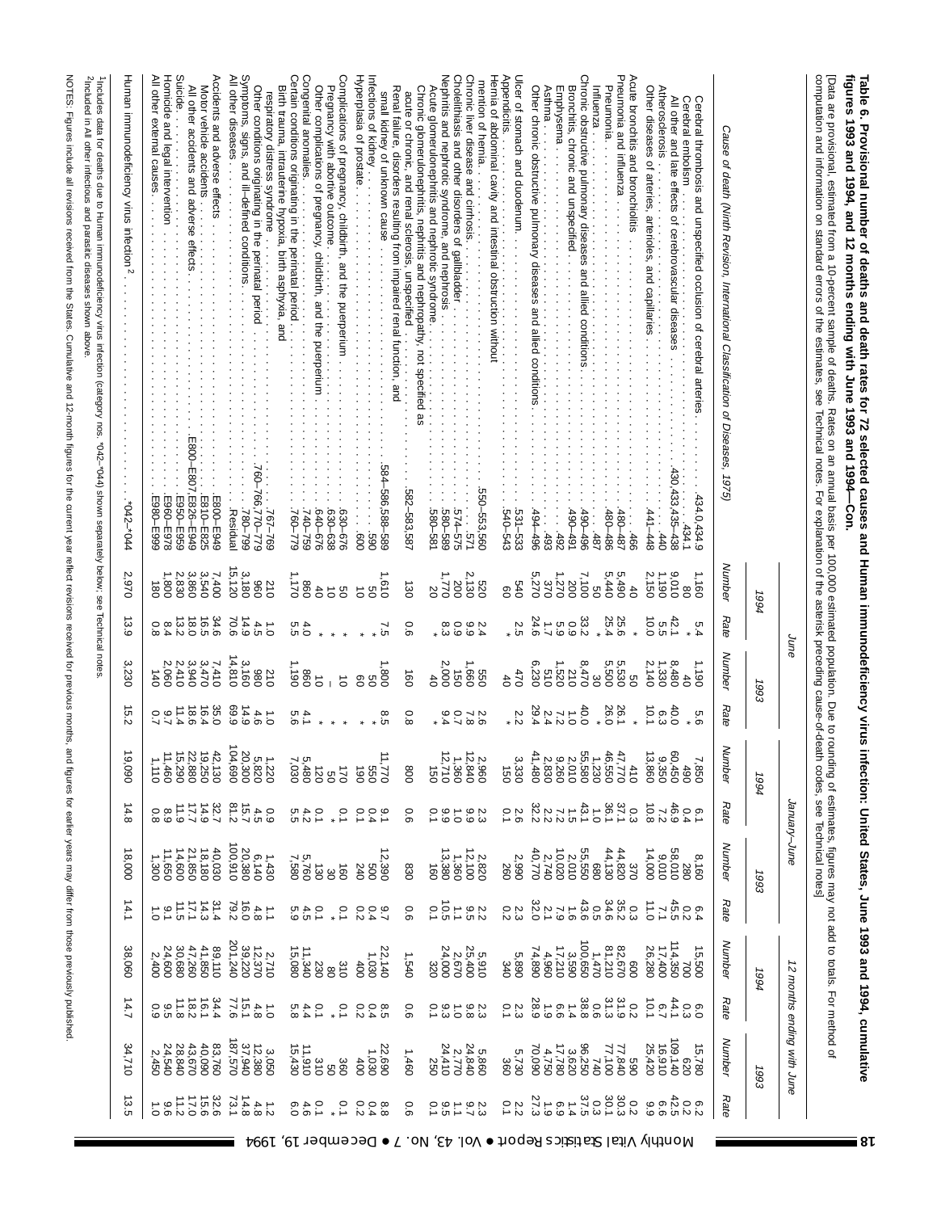**Table 6. Provisional number of deaths and death rates for 72 selected causes and Human immunodeficiency virus infection: United States, June 1993 and 1994, cumulative figures 1993 and 1994, and 12 months ending with June 1993 and 1994—Con.**

[Data are provisional, estimated from a 10-percent sample of deaths. Rates on an annual basis per 100,000 estimated population. Due to rounding of estimates, figures may not add to totals. For method of computation and information on standard errors of the estimates, see Technical notes. For explanation of the asterisk preceding cause-of-death codes, see Technical notes]

| Cause of death (Ninth Revision, International Classification of Diseases, 1975) | June 1994 Number | June 1994 Rate | June 1993 Number | June 1993 Rate | January–June 1994 Number | January–June 1994 Rate | January–June 1993 Number | January–June 1993 Rate | 12 months ending with June 1994 Number | 12 months ending with June 1994 Rate | 12 months ending with June 1993 Number | 12 months ending with June 1993 Rate |
|---|---|---|---|---|---|---|---|---|---|---|---|---|
| Cerebral thrombosis and unspecified occlusion of cerebral arteries ....434.0,434.9 | 1,160 | 5.4 | 1,190 | 5.6 | 7,850 | 6.1 | 8,160 | 6.4 | 15,500 | 6.0 | 15,780 | 6.2 |
| Cerebral embolism ....434.1 | 80 | * | 40 | * | 490 | 0.4 | 280 | 0.2 | 700 | 0.3 | 620 | 0.2 |
| All other and late effects of cerebrovascular diseases ....430,433,435–438 | 9,010 | 42.1 | 8,480 | 40.0 | 60,450 | 46.9 | 58,010 | 45.5 | 114,350 | 44.1 | 109,140 | 42.5 |
| Atherosclerosis ....440 | 1,190 | 5.5 | 1,330 | 6.3 | 9,350 | 7.2 | 9,010 | 7.1 | 17,400 | 6.7 | 16,910 | 6.6 |
| Other diseases of arteries, arterioles, and capillaries ....441–448 | 2,150 | 10.0 | 2,140 | 10.1 | 13,860 | 10.8 | 14,000 | 11.0 | 26,280 | 10.1 | 25,420 | 9.9 |
| Acute bronchitis and bronchiolitis ....466 | 40 | * | 50 | * | 410 | 0.3 | 370 | 0.3 | 600 | 0.2 | 590 | 0.2 |
| Pneumonia and influenza ....480–487 | 5,490 | 25.6 | 5,530 | 26.1 | 47,770 | 37.1 | 44,820 | 35.2 | 82,670 | 31.9 | 77,840 | 30.3 |
| Pneumonia ....480–486 | 5,440 | 25.4 | 5,500 | 26.0 | 46,550 | 36.1 | 44,130 | 34.6 | 81,210 | 31.3 | 77,100 | 30.1 |
| Influenza ....487 | 50 | * | 30 | * | 1,230 | 1.0 | 680 | 0.5 | 1,470 | 0.6 | 740 | 0.3 |
| Chronic obstructive pulmonary diseases and allied conditions ....490–496 | 7,100 | 33.2 | 8,470 | 40.0 | 55,580 | 43.1 | 55,550 | 43.6 | 100,650 | 38.8 | 96,250 | 37.5 |
| Bronchitis, chronic and unspecified ....490–491 | 200 | 0.9 | 210 | 1.0 | 2,010 | 1.5 | 2,010 | 1.6 | 3,590 | 1.4 | 3,620 | 1.4 |
| Emphysema ....492 | 1,270 | 5.9 | 1,520 | 7.2 | 9,260 | 7.2 | 10,020 | 7.9 | 17,210 | 6.6 | 17,780 | 6.9 |
| Asthma ....493 | 370 | 1.7 | 510 | 2.4 | 2,830 | 2.2 | 2,740 | 2.1 | 4,960 | 1.9 | 4,750 | 1.9 |
| Other chronic obstructive pulmonary diseases and allied conditions ....494–496 | 5,270 | 24.6 | 6,230 | 29.4 | 41,480 | 32.2 | 40,770 | 32.0 | 74,890 | 28.9 | 70,090 | 27.3 |
| Ulcer of stomach and duodenum ....531–533 | 540 | 2.5 | 470 | 2.2 | 3,330 | 2.6 | 2,990 | 2.3 | 5,890 | 2.3 | 5,730 | 2.2 |
| Appendicitis ....540–543 | 60 | * | 40 | * | 150 | 0.1 | 260 | 0.2 | 340 | 0.1 | 360 | 0.1 |
| Hernia of abdominal cavity and intestinal obstruction without mention of hernia ....550–553,560 | 520 | 2.4 | 550 | 2.6 | 2,960 | 2.3 | 2,820 | 2.2 | 5,910 | 2.3 | 5,860 | 2.3 |
| Chronic liver disease and cirrhosis ....571 | 2,130 | 9.9 | 1,660 | 7.8 | 12,840 | 9.9 | 12,100 | 9.5 | 25,400 | 9.8 | 24,840 | 9.7 |
| Cholelithiasis and other disorders of gallbladder ....574–575 | 200 | 0.9 | 150 | 0.7 | 1,360 | 1.0 | 1,360 | 1.1 | 2,670 | 1.0 | 2,770 | 1.1 |
| Nephritis and nephrotic syndrome, and nephrosis ....580–589 | 1,770 | 8.3 | 2,000 | 9.4 | 12,710 | 9.9 | 13,380 | 10.5 | 24,000 | 9.3 | 24,410 | 9.5 |
| Acute glomerulonephritis and nephrotic syndrome ....580–581 | 20 | * | 40 | * | 150 | 0.1 | 160 | 0.1 | 320 | 0.1 | 250 | 0.1 |
| Chronic glomerulonephritis, nephritis and nephropathy, not specified as acute or chronic, and renal sclerosis, unspecified ....582–583,587 | 130 | 0.6 | 160 | 0.8 | 800 | 0.6 | 830 | 0.6 | 1,540 | 0.6 | 1,460 | 0.6 |
| Renal failure, disorders resulting from impaired renal function, and small kidney of unknown cause ....584–586,588–589 | 1,610 | 7.5 | 1,800 | 8.5 | 11,770 | 9.1 | 12,390 | 9.7 | 22,140 | 8.5 | 22,690 | 8.8 |
| Infections of kidney ....590 | 50 | * | 50 | * | 550 | 0.4 | 500 | 0.4 | 1,030 | 0.4 | 1,030 | 0.4 |
| Hyperplasia of prostate ....600 | 10 | * | 60 | * | 190 | 0.1 | 240 | 0.2 | 400 | 0.2 | 400 | 0.2 |
| Complications of pregnancy, childbirth, and the puerperium ....630–676 | 50 | * | 10 | * | 170 | 0.1 | 160 | 0.1 | 310 | 0.1 | 360 | 0.1 |
| Pregnancy with abortive outcome ....630–638 | 10 | * | – | * | 50 | * | 30 | * | 80 | * | 50 | * |
| Other complications of pregnancy, childbirth, and the puerperium ....640–676 | 40 | * | 10 | * | 120 | 0.1 | 130 | 0.1 | 230 | 0.1 | 310 | 0.1 |
| Congenital anomalies ....740–759 | 860 | 4.0 | 860 | 4.1 | 5,480 | 4.2 | 5,760 | 4.5 | 11,340 | 4.4 | 11,910 | 4.6 |
| Certain conditions originating in the perinatal period ....760–779 | 1,170 | 5.5 | 1,190 | 5.6 | 7,030 | 5.5 | 7,580 | 5.9 | 15,080 | 5.8 | 15,430 | 6.0 |
| Birth trauma, intrauterine hypoxia, birth asphyxia, and respiratory distress syndrome ....767–769 | 210 | 1.0 | 210 | 1.0 | 1,220 | 0.9 | 1,430 | 1.1 | 2,710 | 1.0 | 3,050 | 1.2 |
| Other conditions originating in the perinatal period ....760–766,770–779 | 960 | 4.5 | 980 | 4.6 | 5,820 | 4.5 | 6,140 | 4.8 | 12,370 | 4.8 | 12,380 | 4.8 |
| Symptoms, signs, and ill-defined conditions ....780–799 | 3,180 | 14.9 | 3,160 | 14.9 | 20,300 | 15.7 | 20,380 | 16.0 | 39,220 | 15.1 | 37,940 | 14.8 |
| All other diseases ....Residual | 15,120 | 70.6 | 14,810 | 69.9 | 104,690 | 81.2 | 100,910 | 79.2 | 201,240 | 77.6 | 187,570 | 73.1 |
| Accidents and adverse effects ....E800–E949 | 7,400 | 34.6 | 7,410 | 35.0 | 42,130 | 32.7 | 40,030 | 31.4 | 89,110 | 34.4 | 83,760 | 32.6 |
| Motor vehicle accidents ....E810–E825 | 3,540 | 16.5 | 3,470 | 16.4 | 19,250 | 14.9 | 18,180 | 14.3 | 41,850 | 16.1 | 40,090 | 15.6 |
| All other accidents and adverse effects ....E800–E807,E826–E949 | 3,860 | 18.0 | 3,940 | 18.6 | 22,880 | 17.7 | 21,850 | 17.1 | 47,260 | 18.2 | 43,670 | 17.0 |
| Suicide ....E950–E959 | 2,830 | 13.2 | 2,410 | 11.4 | 15,290 | 11.9 | 14,600 | 11.5 | 30,680 | 11.8 | 28,840 | 11.2 |
| Homicide and legal intervention ....E960–E978 | 1,800 | 8.4 | 2,060 | 9.7 | 11,460 | 8.9 | 11,650 | 9.1 | 24,600 | 9.5 | 24,540 | 9.6 |
| All other external causes ....E980–E999 | 180 | 0.8 | 140 | 0.7 | 1,110 | 0.8 | 1,300 | 1.0 | 2,400 | 0.9 | 2,450 | 1.0 |
| Human immunodeficiency virus infection[2] ....*042–*044 | 2,970 | 13.9 | 3,230 | 15.2 | 19,090 | 14.8 | 18,000 | 14.1 | 38,060 | 14.7 | 34,710 | 13.5 |

[1]Includes data for deaths due to Human immunodeficiency virus infection (category nos. *042–*044) shown separately below; see Technical notes.
[2]Included in All other infectious and parasitic diseases shown above.

NOTES: Figures include all revisions received from the States. Cumulative and 12-month figures for the current year reflect revisions received for previous months, and figures for earlier years may differ from those previously published.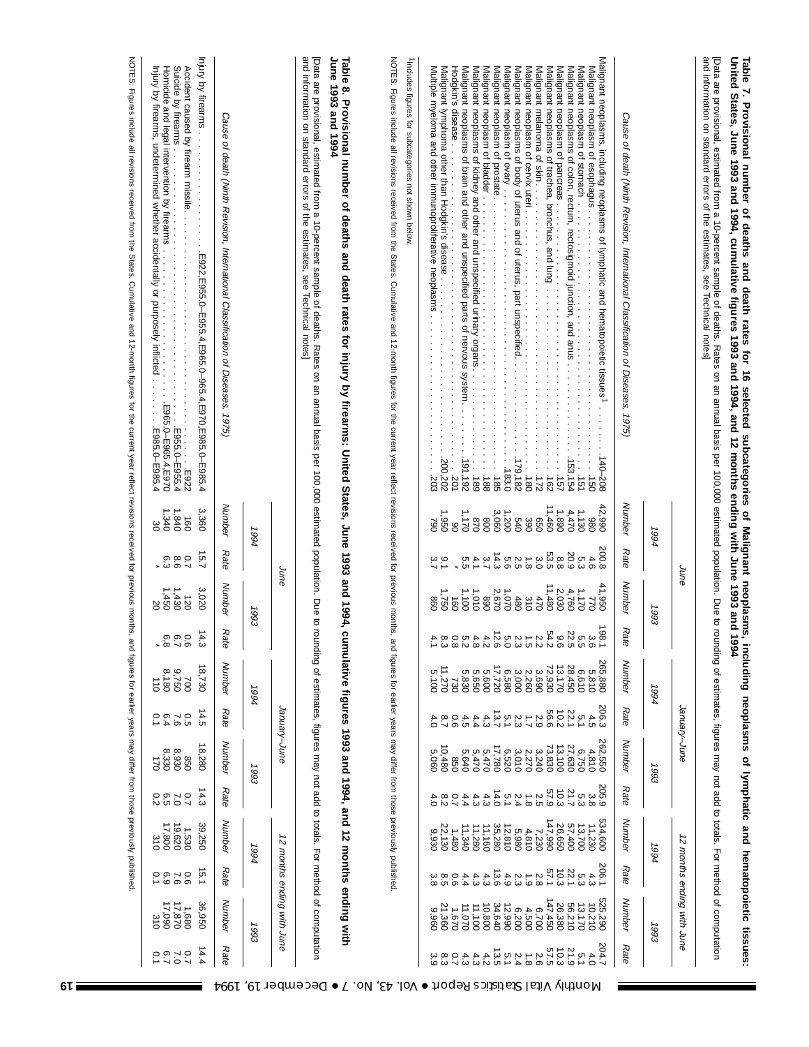## Table 7. Provisional number of deaths and death rates for 16 selected subcategories of Malignant neoplasms, including neoplasms of lymphatic and hematopoietic tissues: United States, June 1993 and 1994, cumulative figures 1993 and 1994, and 12 months ending with June 1993 and 1994

[Data are provisional, estimated from a 10-percent sample of deaths. Rates on an annual basis per 100,000 estimated population. Due to rounding of estimates, figures may not add to totals. For method of computation and information on standard errors of the estimates, see Technical notes]

| Cause of death (Ninth Revision, International Classification of Diseases, 1975) | June | | | | January–June | | | | 12 months ending with June | | | |
|---|---|---|---|---|---|---|---|---|---|---|---|---|
| | 1994 | | 1993 | | 1994 | | 1993 | | 1994 | | 1993 | |
| | Number | Rate | Number | Rate | Number | Rate | Number | Rate | Number | Rate | Number | Rate |
| Malignant neoplasms, including neoplasms of lymphatic and hematopoietic tissues[1] . . . 140–208 | 42,990 | 200.8 | 41,950 | 198.1 | 265,880 | 206.3 | 262,550 | 205.9 | 534,600 | 206.1 | 525,290 | 204.7 |
| Malignant neoplasm of esophagus . . . 150 | 980 | 4.6 | 770 | 3.6 | 5,810 | 4.5 | 4,810 | 3.8 | 11,230 | 4.3 | 10,210 | 4.0 |
| Malignant neoplasm of stomach . . . 151 | 1,130 | 5.3 | 1,170 | 5.5 | 6,610 | 5.1 | 6,750 | 5.3 | 13,700 | 5.3 | 13,170 | 5.1 |
| Malignant neoplasms of colon, rectum, rectosigmoid junction, and anus . . . 153,154 | 4,470 | 20.9 | 4,760 | 22.5 | 28,450 | 22.1 | 27,630 | 21.7 | 57,400 | 22.1 | 56,210 | 21.9 |
| Malignant neoplasm of pancreas . . . 157 | 1,890 | 8.8 | 2,030 | 9.6 | 13,170 | 10.2 | 13,100 | 10.3 | 26,650 | 10.3 | 26,380 | 10.3 |
| Malignant neoplasms of trachea, bronchus, and lung . . . 162 | 11,460 | 53.5 | 11,480 | 54.2 | 72,930 | 56.6 | 73,830 | 57.9 | 147,990 | 57.1 | 147,450 | 57.5 |
| Malignant melanoma of skin . . . 172 | 650 | 3.0 | 470 | 2.2 | 3,690 | 2.9 | 3,240 | 2.5 | 7,230 | 2.8 | 6,700 | 2.6 |
| Malignant neoplasm of cervix uteri . . . 180 | 390 | 1.8 | 310 | 1.5 | 2,260 | 1.7 | 2,270 | 1.8 | 4,810 | 1.9 | 4,500 | 1.8 |
| Malignant neoplasms of body of uterus and of uterus, part unspecified . . . 179,182 | 540 | 2.5 | 480 | 2.3 | 3,000 | 2.3 | 3,010 | 2.4 | 5,980 | 2.3 | 6,200 | 2.4 |
| Malignant neoplasm of ovary . . . 183.0 | 1,200 | 5.6 | 1,070 | 5.0 | 6,580 | 5.1 | 6,520 | 5.1 | 12,810 | 4.9 | 12,990 | 5.1 |
| Malignant neoplasm of prostate . . . 185 | 3,060 | 14.3 | 2,670 | 12.6 | 17,720 | 13.7 | 17,780 | 14.0 | 35,280 | 13.6 | 34,640 | 13.5 |
| Malignant neoplasm of bladder . . . 188 | 800 | 3.7 | 890 | 4.2 | 5,600 | 4.3 | 5,470 | 4.3 | 11,160 | 4.3 | 10,800 | 4.2 |
| Malignant neoplasms of kidney and other and unspecified urinary organs . . . 189 | 870 | 4.1 | 1,010 | 4.8 | 5,650 | 4.4 | 5,470 | 4.3 | 11,280 | 4.3 | 11,100 | 4.3 |
| Malignant neoplasms of brain and other and unspecified parts of nervous system . . . 191,192 | 1,170 | 5.5 | 1,100 | 5.2 | 5,830 | 4.5 | 5,640 | 4.4 | 11,340 | 4.4 | 11,070 | 4.3 |
| Hodgkin's disease . . . 201 | 90 | * | 160 | 0.8 | 730 | 0.6 | 850 | 0.7 | 1,480 | 0.6 | 1,670 | 0.7 |
| Malignant lymphoma other than Hodgkin's disease . . . 200,202 | 1,950 | 9.1 | 1,750 | 8.3 | 11,270 | 8.7 | 10,480 | 8.2 | 22,130 | 8.5 | 21,360 | 8.3 |
| Multiple myeloma and other immunoproliferative neoplasms . . . 203 | 790 | 3.7 | 860 | 4.1 | 5,100 | 4.0 | 5,060 | 4.0 | 9,930 | 3.8 | 9,960 | 3.9 |

[1]Includes figures for subcategories not shown below.

NOTES: Figures include all revisions received from the States. Cumulative and 12-month figures for the current year reflect revisions received for previous months, and figures for earlier years may differ from those previously published.

## Table 8. Provisional number of deaths and death rates for injury by firearms: United States, June 1993 and 1994, cumulative figures 1993 and 1994, and 12 months ending with June 1993 and 1994

[Data are provisional, estimated from a 10-percent sample of deaths. Rates on an annual basis per 100,000 estimated population. Due to rounding of estimates, figures may not add to totals. For method of computation and information on standard errors of the estimates, see Technical notes]

| Cause of death (Ninth Revision, International Classification of Diseases, 1975) | June | | | | January–June | | | | 12 months ending with June | | | |
|---|---|---|---|---|---|---|---|---|---|---|---|---|
| | 1994 | | 1993 | | 1994 | | 1993 | | 1994 | | 1993 | |
| | Number | Rate | Number | Rate | Number | Rate | Number | Rate | Number | Rate | Number | Rate |
| Injury by firearms . . . E922,E955.0–E955.4,E965.0–965.4,E970,E985.0–E985.4 | 3,360 | 15.7 | 3,020 | 14.3 | 18,730 | 14.5 | 18,280 | 14.3 | 39,250 | 15.1 | 36,950 | 14.4 |
| Accident caused by firearm missile . . . E922 | 160 | 0.7 | 120 | 0.6 | 700 | 0.5 | 850 | 0.7 | 1,530 | 0.6 | 1,680 | 0.7 |
| Suicide by firearms . . . E955.0–E955.4 | 1,840 | 8.6 | 1,430 | 6.7 | 9,750 | 7.6 | 8,930 | 7.0 | 19,620 | 7.6 | 17,870 | 7.0 |
| Homicide and legal intervention by firearms . . . E965.0–E965.4,E970 | 1,340 | 6.3 | 1,450 | 6.8 | 8,180 | 6.4 | 8,330 | 6.5 | 17,800 | 6.9 | 17,090 | 6.7 |
| Injury by firearms, undetermined whether accidentally or purposely inflicted . . . E985.0–E985.4 | 30 | * | 20 | * | 110 | 0.1 | 170 | 0.2 | 310 | 0.1 | 310 | 0.1 |

NOTES: Figures include all revisions received from the States. Cumulative and 12-month figures for the current year reflect revisions received for previous months, and figures for earlier years may differ from those previously published.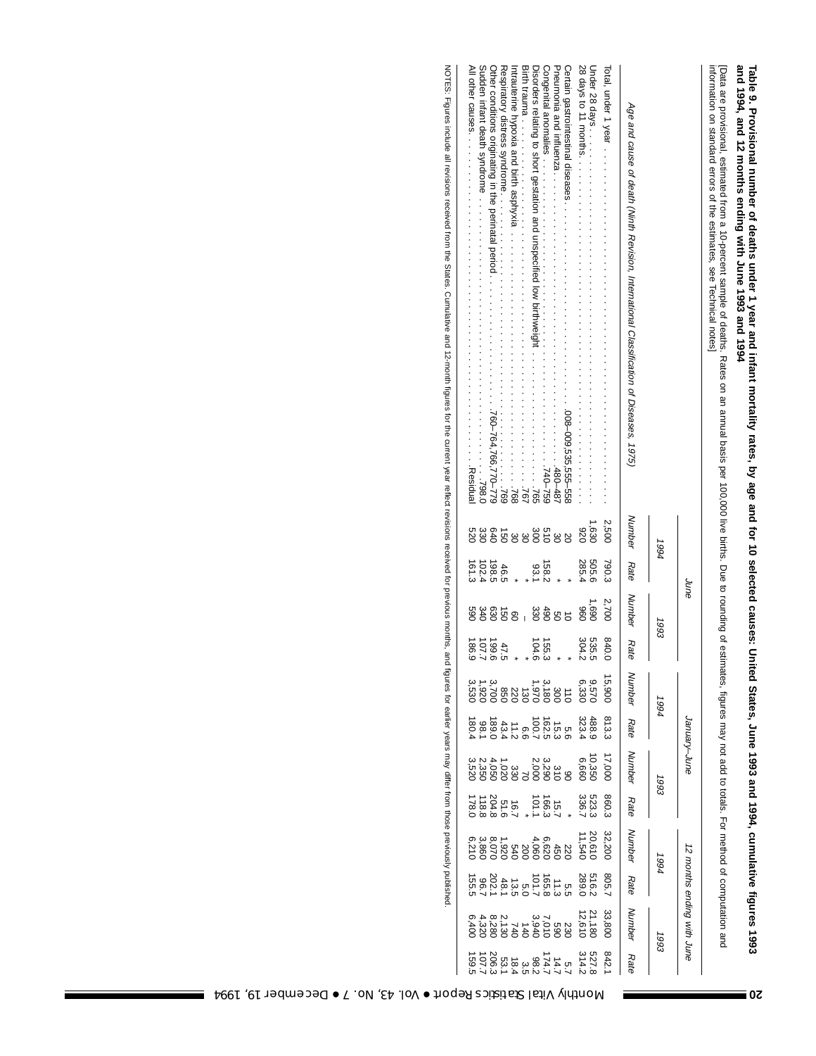**Table 9. Provisional number of deaths under 1 year and infant mortality rates, by age and for 10 selected causes: United States, June 1993 and 1994, cumulative figures 1993 and 1994, and 12 months ending with June 1993 and 1994**

[Data are provisional, estimated from a 10-percent sample of deaths. Rates on an annual basis per 100,000 live births. Due to rounding of estimates, figures may not add to totals. For method of computation and information on standard errors of the estimates, see Technical notes]

| Age and cause of death (Ninth Revision, International Classification of Diseases, 1975) | June | | | | January–June | | | | 12 months ending with June | | | |
|---|---|---|---|---|---|---|---|---|---|---|---|---|
| | 1994 | | 1993 | | 1994 | | 1993 | | 1994 | | 1993 | |
| | Number | Rate | Number | Rate | Number | Rate | Number | Rate | Number | Rate | Number | Rate |
| Total, under 1 year | 2,500 | 790.3 | 2,700 | 840.0 | 15,900 | 813.3 | 17,000 | 860.3 | 32,200 | 805.7 | 33,800 | 842.1 |
| Under 28 days | 1,630 | 505.6 | 1,690 | 535.5 | 9,570 | 488.9 | 10,350 | 523.3 | 20,610 | 516.2 | 21,180 | 527.8 |
| 28 days to 11 months | 920 | 285.4 | 960 | 304.2 | 6,330 | 323.4 | 6,660 | 336.7 | 11,540 | 289.0 | 12,610 | 314.2 |
| Certain gastrointestinal diseases ...008–009,535,555–558 | 20 | * | 10 | * | 110 | 5.6 | 90 | * | 220 | 5.5 | 230 | 5.7 |
| Pneumonia and influenza ...480–487 | 30 | * | 50 | * | 300 | 15.3 | 310 | 15.7 | 450 | 11.3 | 590 | 14.7 |
| Congenital anomalies ...740–759 | 510 | 158.2 | 490 | 155.3 | 3,180 | 162.5 | 3,290 | 166.3 | 6,620 | 165.8 | 7,010 | 174.7 |
| Disorders relating to short gestation and unspecified low birthweight ...765 | 300 | 93.1 | 330 | 104.6 | 1,970 | 100.7 | 2,000 | 101.1 | 4,060 | 101.7 | 3,940 | 98.2 |
| Birth trauma ...767 | 30 | * | – | * | 130 | 6.6 | 70 | * | 200 | 5.0 | 140 | 3.5 |
| Intrauterine hypoxia and birth asphyxia ...768 | 30 | * | 60 | * | 220 | 11.2 | 330 | 16.7 | 540 | 13.5 | 740 | 18.4 |
| Respiratory distress syndrome ...769 | 150 | 46.5 | 150 | 47.5 | 850 | 43.4 | 1,020 | 51.6 | 1,920 | 48.1 | 2,130 | 53.1 |
| Other conditions originating in the perinatal period ...760–764,766,770–779 | 640 | 198.5 | 630 | 199.6 | 3,700 | 189.0 | 4,050 | 204.8 | 8,070 | 202.1 | 8,280 | 206.3 |
| Sudden infant death syndrome ...798.0 | 330 | 102.4 | 340 | 107.7 | 1,920 | 98.1 | 2,350 | 118.8 | 3,860 | 96.7 | 4,320 | 107.7 |
| All other causes ...Residual | 520 | 161.3 | 590 | 186.9 | 3,530 | 180.4 | 3,520 | 178.0 | 6,210 | 155.5 | 6,400 | 159.5 |

NOTES: Figures include all revisions received from the States. Cumulative and 12-month figures for the current year reflect revisions received for previous months, and figures for earlier years may differ from those previously published.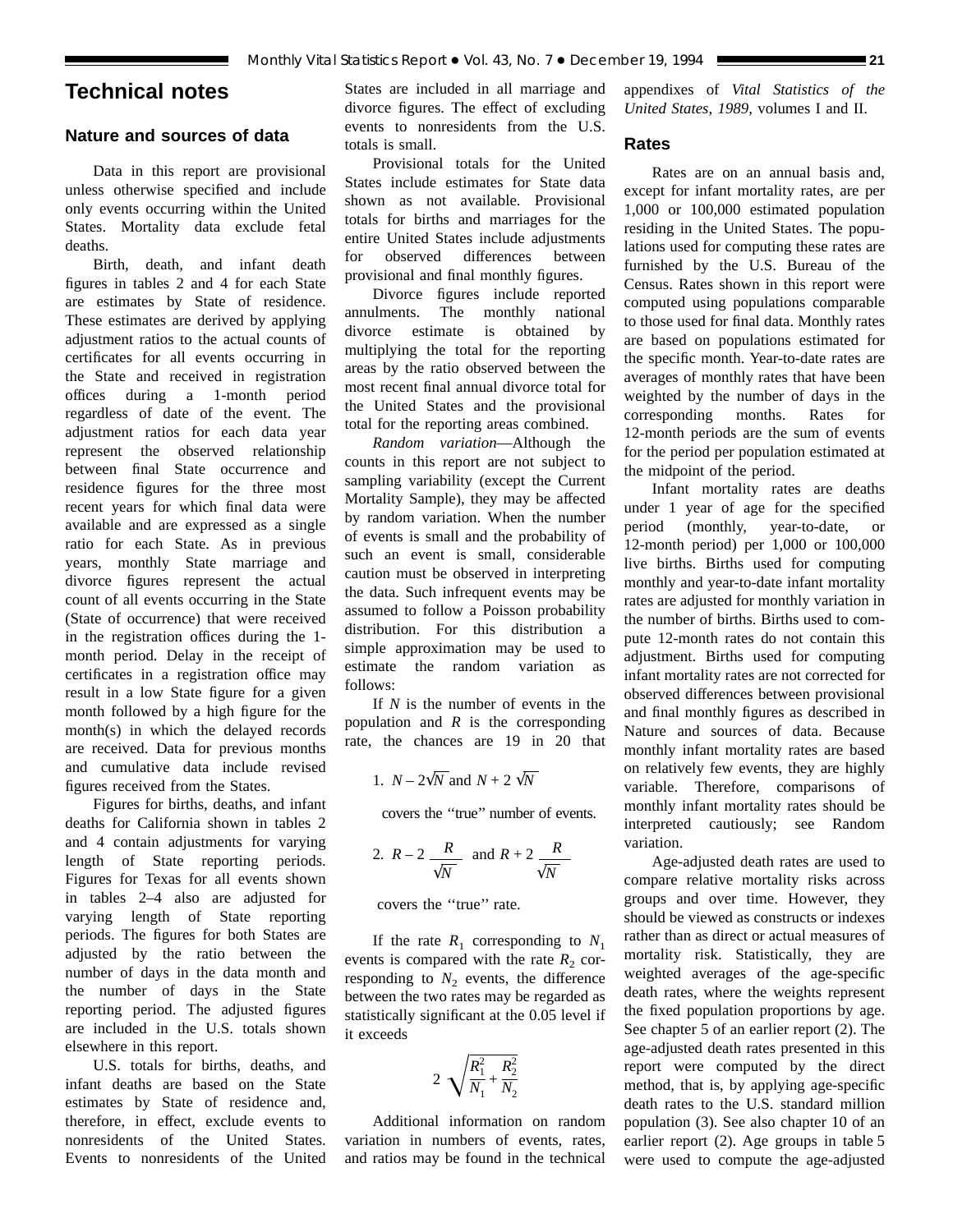# Technical notes

## Nature and sources of data

Data in this report are provisional unless otherwise specified and include only events occurring within the United States. Mortality data exclude fetal deaths.

Birth, death, and infant death figures in tables 2 and 4 for each State are estimates by State of residence. These estimates are derived by applying adjustment ratios to the actual counts of certificates for all events occurring in the State and received in registration offices during a 1-month period regardless of date of the event. The adjustment ratios for each data year represent the observed relationship between final State occurrence and residence figures for the three most recent years for which final data were available and are expressed as a single ratio for each State. As in previous years, monthly State marriage and divorce figures represent the actual count of all events occurring in the State (State of occurrence) that were received in the registration offices during the 1-month period. Delay in the receipt of certificates in a registration office may result in a low State figure for a given month followed by a high figure for the month(s) in which the delayed records are received. Data for previous months and cumulative data include revised figures received from the States.

Figures for births, deaths, and infant deaths for California shown in tables 2 and 4 contain adjustments for varying length of State reporting periods. Figures for Texas for all events shown in tables 2–4 also are adjusted for varying length of State reporting periods. The figures for both States are adjusted by the ratio between the number of days in the data month and the number of days in the State reporting period. The adjusted figures are included in the U.S. totals shown elsewhere in this report.

U.S. totals for births, deaths, and infant deaths are based on the State estimates by State of residence and, therefore, in effect, exclude events to nonresidents of the United States. Events to nonresidents of the United States are included in all marriage and divorce figures. The effect of excluding events to nonresidents from the U.S. totals is small.

Provisional totals for the United States include estimates for State data shown as not available. Provisional totals for births and marriages for the entire United States include adjustments for observed differences between provisional and final monthly figures.

Divorce figures include reported annulments. The monthly national divorce estimate is obtained by multiplying the total for the reporting areas by the ratio observed between the most recent final annual divorce total for the United States and the provisional total for the reporting areas combined.

*Random variation*—Although the counts in this report are not subject to sampling variability (except the Current Mortality Sample), they may be affected by random variation. When the number of events is small and the probability of such an event is small, considerable caution must be observed in interpreting the data. Such infrequent events may be assumed to follow a Poisson probability distribution. For this distribution a simple approximation may be used to estimate the random variation as follows:

If $N$ is the number of events in the population and $R$ is the corresponding rate, the chances are 19 in 20 that

1. $N - 2\sqrt{N}$ and $N + 2\sqrt{N}$

covers the "true" number of events.

2. $R - 2\dfrac{R}{\sqrt{N}}$ and $R + 2\dfrac{R}{\sqrt{N}}$

covers the "true" rate.

If the rate $R_1$ corresponding to $N_1$ events is compared with the rate $R_2$ corresponding to $N_2$ events, the difference between the two rates may be regarded as statistically significant at the 0.05 level if it exceeds

$$2\sqrt{\frac{R_1^2}{N_1} + \frac{R_2^2}{N_2}}$$

Additional information on random variation in numbers of events, rates, and ratios may be found in the technical appendixes of *Vital Statistics of the United States, 1989*, volumes I and II.

## Rates

Rates are on an annual basis and, except for infant mortality rates, are per 1,000 or 100,000 estimated population residing in the United States. The populations used for computing these rates are furnished by the U.S. Bureau of the Census. Rates shown in this report were computed using populations comparable to those used for final data. Monthly rates are based on populations estimated for the specific month. Year-to-date rates are averages of monthly rates that have been weighted by the number of days in the corresponding months. Rates for 12-month periods are the sum of events for the period per population estimated at the midpoint of the period.

Infant mortality rates are deaths under 1 year of age for the specified period (monthly, year-to-date, or 12-month period) per 1,000 or 100,000 live births. Births used for computing monthly and year-to-date infant mortality rates are adjusted for monthly variation in the number of births. Births used to compute 12-month rates do not contain this adjustment. Births used for computing infant mortality rates are not corrected for observed differences between provisional and final monthly figures as described in Nature and sources of data. Because monthly infant mortality rates are based on relatively few events, they are highly variable. Therefore, comparisons of monthly infant mortality rates should be interpreted cautiously; see Random variation.

Age-adjusted death rates are used to compare relative mortality risks across groups and over time. However, they should be viewed as constructs or indexes rather than as direct or actual measures of mortality risk. Statistically, they are weighted averages of the age-specific death rates, where the weights represent the fixed population proportions by age. See chapter 5 of an earlier report (2). The age-adjusted death rates presented in this report were computed by the direct method, that is, by applying age-specific death rates to the U.S. standard million population (3). See also chapter 10 of an earlier report (2). Age groups in table 5 were used to compute the age-adjusted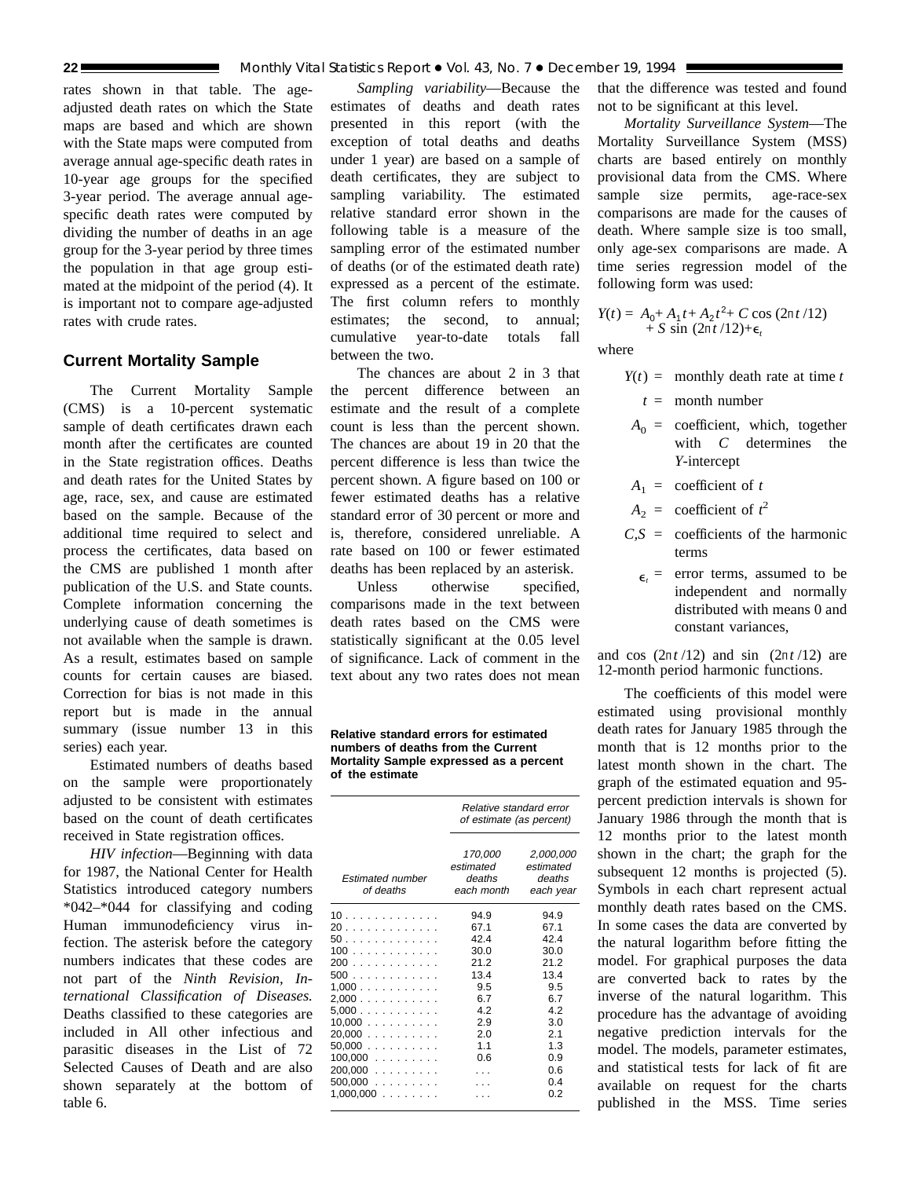rates shown in that table. The age-adjusted death rates on which the State maps are based and which are shown with the State maps were computed from average annual age-specific death rates in 10-year age groups for the specified 3-year period. The average annual age-specific death rates were computed by dividing the number of deaths in an age group for the 3-year period by three times the population in that age group estimated at the midpoint of the period (4). It is important not to compare age-adjusted rates with crude rates.

## Current Mortality Sample

The Current Mortality Sample (CMS) is a 10-percent systematic sample of death certificates drawn each month after the certificates are counted in the State registration offices. Deaths and death rates for the United States by age, race, sex, and cause are estimated based on the sample. Because of the additional time required to select and process the certificates, data based on the CMS are published 1 month after publication of the U.S. and State counts. Complete information concerning the underlying cause of death sometimes is not available when the sample is drawn. As a result, estimates based on sample counts for certain causes are biased. Correction for bias is not made in this report but is made in the annual summary (issue number 13 in this series) each year.

Estimated numbers of deaths based on the sample were proportionately adjusted to be consistent with estimates based on the count of death certificates received in State registration offices.

*HIV infection*—Beginning with data for 1987, the National Center for Health Statistics introduced category numbers *042–*044 for classifying and coding Human immunodeficiency virus infection. The asterisk before the category numbers indicates that these codes are not part of the *Ninth Revision, International Classification of Diseases.* Deaths classified to these categories are included in All other infectious and parasitic diseases in the List of 72 Selected Causes of Death and are also shown separately at the bottom of table 6.

*Sampling variability*—Because the estimates of deaths and death rates presented in this report (with the exception of total deaths and deaths under 1 year) are based on a sample of death certificates, they are subject to sampling variability. The estimated relative standard error shown in the following table is a measure of the sampling error of the estimated number of deaths (or of the estimated death rate) expressed as a percent of the estimate. The first column refers to monthly estimates; the second, to annual; cumulative year-to-date totals fall between the two.

The chances are about 2 in 3 that the percent difference between an estimate and the result of a complete count is less than the percent shown. The chances are about 19 in 20 that the percent difference is less than twice the percent shown. A figure based on 100 or fewer estimated deaths has a relative standard error of 30 percent or more and is, therefore, considered unreliable. A rate based on 100 or fewer estimated deaths has been replaced by an asterisk.

Unless otherwise specified, comparisons made in the text between death rates based on the CMS were statistically significant at the 0.05 level of significance. Lack of comment in the text about any two rates does not mean that the difference was tested and found not to be significant at this level.

**Relative standard errors for estimated numbers of deaths from the Current Mortality Sample expressed as a percent of the estimate**

| Estimated number of deaths | Relative standard error of estimate (as percent) | |
|---|---|---|
| | 170,000 estimated deaths each month | 2,000,000 estimated deaths each year |
| 10 | 94.9 | 94.9 |
| 20 | 67.1 | 67.1 |
| 50 | 42.4 | 42.4 |
| 100 | 30.0 | 30.0 |
| 200 | 21.2 | 21.2 |
| 500 | 13.4 | 13.4 |
| 1,000 | 9.5 | 9.5 |
| 2,000 | 6.7 | 6.7 |
| 5,000 | 4.2 | 4.2 |
| 10,000 | 2.9 | 3.0 |
| 20,000 | 2.0 | 2.1 |
| 50,000 | 1.1 | 1.3 |
| 100,000 | 0.6 | 0.9 |
| 200,000 | . . . | 0.6 |
| 500,000 | . . . | 0.4 |
| 1,000,000 | . . . | 0.2 |

*Mortality Surveillance System*—The Mortality Surveillance System (MSS) charts are based entirely on monthly provisional data from the CMS. Where sample size permits, age-race-sex comparisons are made for the causes of death. Where sample size is too small, only age-sex comparisons are made. A time series regression model of the following form was used:

$$Y(t) = A_0 + A_1 t + A_2 t^2 + C \cos(2\pi t/12) + S \sin(2\pi t/12) + \epsilon_t$$

where

- $Y(t)$ = monthly death rate at time $t$
- $t$ = month number
- $A_0$ = coefficient, which, together with $C$ determines the $Y$-intercept
- $A_1$ = coefficient of $t$
- $A_2$ = coefficient of $t^2$
- $C,S$ = coefficients of the harmonic terms
- $\epsilon_t$ = error terms, assumed to be independent and normally distributed with means 0 and constant variances,

and $\cos(2\pi t/12)$ and $\sin(2\pi t/12)$ are 12-month period harmonic functions.

The coefficients of this model were estimated using provisional monthly death rates for January 1985 through the month that is 12 months prior to the latest month shown in the chart. The graph of the estimated equation and 95-percent prediction intervals is shown for January 1986 through the month that is 12 months prior to the latest month shown in the chart; the graph for the subsequent 12 months is projected (5). Symbols in each chart represent actual monthly death rates based on the CMS. In some cases the data are converted by the natural logarithm before fitting the model. For graphical purposes the data are converted back to rates by the inverse of the natural logarithm. This procedure has the advantage of avoiding negative prediction intervals for the model. The models, parameter estimates, and statistical tests for lack of fit are available on request for the charts published in the MSS. Time series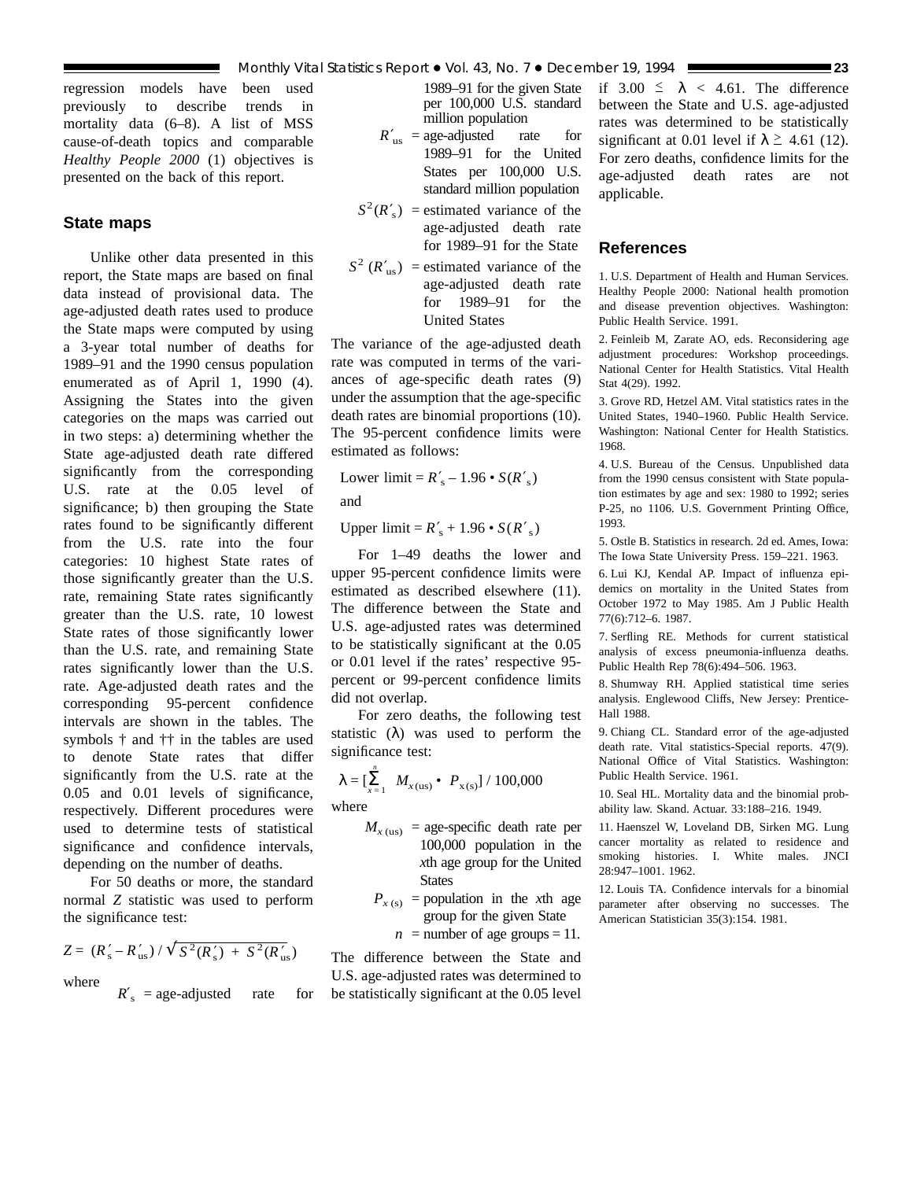regression models have been used previously to describe trends in mortality data (6–8). A list of MSS cause-of-death topics and comparable *Healthy People 2000* (1) objectives is presented on the back of this report.

## State maps

Unlike other data presented in this report, the State maps are based on final data instead of provisional data. The age-adjusted death rates used to produce the State maps were computed by using a 3-year total number of deaths for 1989–91 and the 1990 census population enumerated as of April 1, 1990 (4). Assigning the States into the given categories on the maps was carried out in two steps: a) determining whether the State age-adjusted death rate differed significantly from the corresponding U.S. rate at the 0.05 level of significance; b) then grouping the State rates found to be significantly different from the U.S. rate into the four categories: 10 highest State rates of those significantly greater than the U.S. rate, remaining State rates significantly greater than the U.S. rate, 10 lowest State rates of those significantly lower than the U.S. rate, and remaining State rates significantly lower than the U.S. rate. Age-adjusted death rates and the corresponding 95-percent confidence intervals are shown in the tables. The symbols † and †† in the tables are used to denote State rates that differ significantly from the U.S. rate at the 0.05 and 0.01 levels of significance, respectively. Different procedures were used to determine tests of statistical significance and confidence intervals, depending on the number of deaths.

For 50 deaths or more, the standard normal $Z$ statistic was used to perform the significance test:

$$Z = (R'_s - R'_{us}) / \sqrt{S^2(R'_s) + S^2(R'_{us})}$$

where

$R'_s$ = age-adjusted rate for 1989–91 for the given State per 100,000 U.S. standard million population

$R'_{us}$ = age-adjusted rate for 1989–91 for the United States per 100,000 U.S. standard million population

$S^2(R'_s)$ = estimated variance of the age-adjusted death rate for 1989–91 for the State

$S^2(R'_{us})$ = estimated variance of the age-adjusted death rate for 1989–91 for the United States

The variance of the age-adjusted death rate was computed in terms of the variances of age-specific death rates (9) under the assumption that the age-specific death rates are binomial proportions (10). The 95-percent confidence limits were estimated as follows:

$$\text{Lower limit} = R'_s - 1.96 \cdot S(R'_s)$$

and

$$\text{Upper limit} = R'_s + 1.96 \cdot S(R'_s)$$

For 1–49 deaths the lower and upper 95-percent confidence limits were estimated as described elsewhere (11). The difference between the State and U.S. age-adjusted rates was determined to be statistically significant at the 0.05 or 0.01 level if the rates' respective 95-percent or 99-percent confidence limits did not overlap.

For zero deaths, the following test statistic ($\lambda$) was used to perform the significance test:

$$\lambda = [\sum_{x=1}^{n} M_{x(us)} \cdot P_{x(s)}] / 100{,}000$$

where

$M_{x(us)}$ = age-specific death rate per 100,000 population in the $x$th age group for the United States

$P_{x(s)}$ = population in the $x$th age group for the given State

$n$ = number of age groups = 11.

The difference between the State and U.S. age-adjusted rates was determined to be statistically significant at the 0.05 level if $3.00 \leq \lambda < 4.61$. The difference between the State and U.S. age-adjusted rates was determined to be statistically significant at 0.01 level if $\lambda \geq 4.61$ (12). For zero deaths, confidence limits for the age-adjusted death rates are not applicable.

## References

1. U.S. Department of Health and Human Services. Healthy People 2000: National health promotion and disease prevention objectives. Washington: Public Health Service. 1991.

2. Feinleib M, Zarate AO, eds. Reconsidering age adjustment procedures: Workshop proceedings. National Center for Health Statistics. Vital Health Stat 4(29). 1992.

3. Grove RD, Hetzel AM. Vital statistics rates in the United States, 1940–1960. Public Health Service. Washington: National Center for Health Statistics. 1968.

4. U.S. Bureau of the Census. Unpublished data from the 1990 census consistent with State population estimates by age and sex: 1980 to 1992; series P-25, no 1106. U.S. Government Printing Office, 1993.

5. Ostle B. Statistics in research. 2d ed. Ames, Iowa: The Iowa State University Press. 159–221. 1963.

6. Lui KJ, Kendal AP. Impact of influenza epidemics on mortality in the United States from October 1972 to May 1985. Am J Public Health 77(6):712–6. 1987.

7. Serfling RE. Methods for current statistical analysis of excess pneumonia-influenza deaths. Public Health Rep 78(6):494–506. 1963.

8. Shumway RH. Applied statistical time series analysis. Englewood Cliffs, New Jersey: Prentice-Hall 1988.

9. Chiang CL. Standard error of the age-adjusted death rate. Vital statistics-Special reports. 47(9). National Office of Vital Statistics. Washington: Public Health Service. 1961.

10. Seal HL. Mortality data and the binomial probability law. Skand. Actuar. 33:188–216. 1949.

11. Haenszel W, Loveland DB, Sirken MG. Lung cancer mortality as related to residence and smoking histories. I. White males. JNCI 28:947–1001. 1962.

12. Louis TA. Confidence intervals for a binomial parameter after observing no successes. The American Statistician 35(3):154. 1981.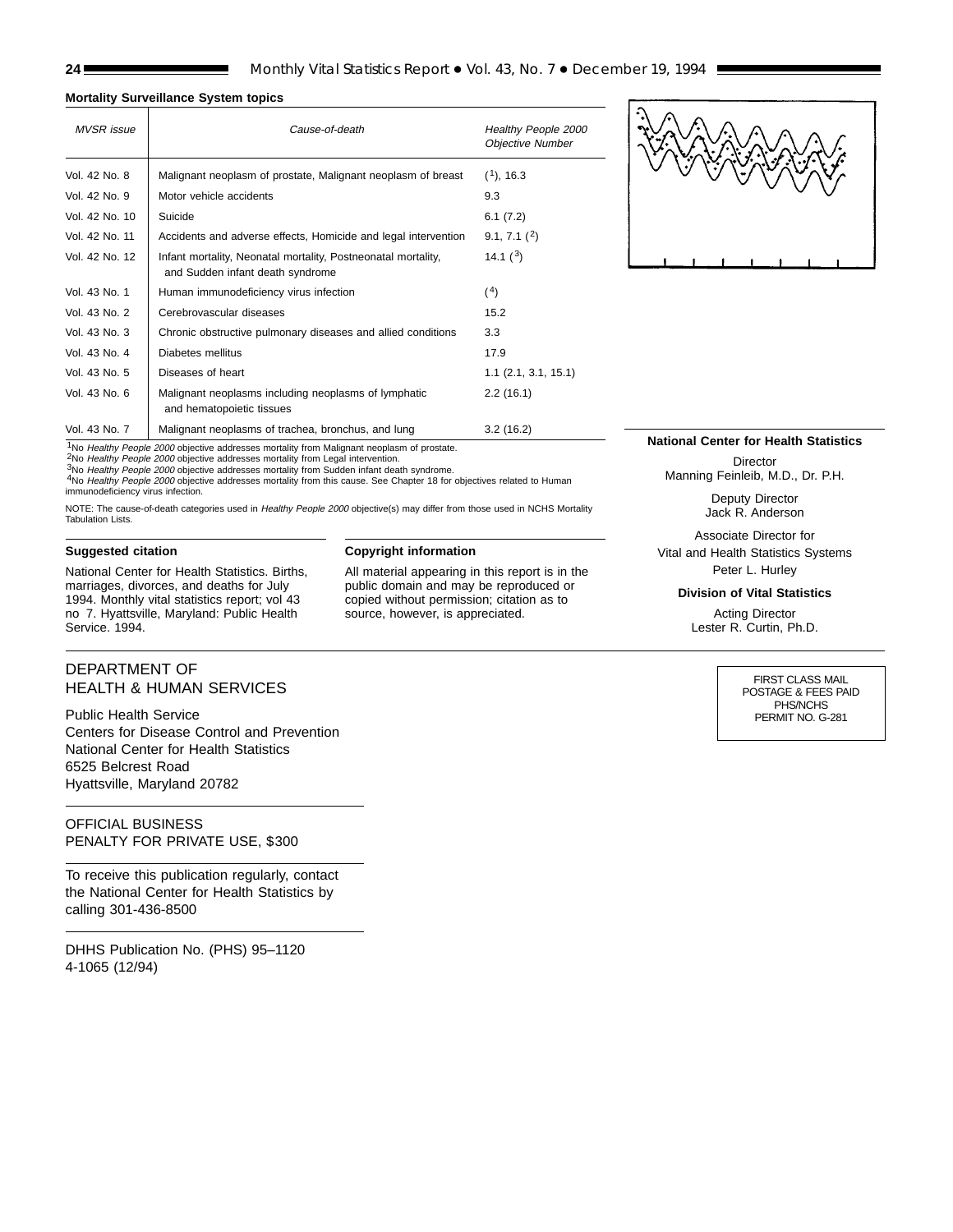**Mortality Surveillance System topics**

| *MVSR issue* | *Cause-of-death* | *Healthy People 2000 Objective Number* |
|---|---|---|
| Vol. 42 No. 8 | Malignant neoplasm of prostate, Malignant neoplasm of breast | ([1]), 16.3 |
| Vol. 42 No. 9 | Motor vehicle accidents | 9.3 |
| Vol. 42 No. 10 | Suicide | 6.1 (7.2) |
| Vol. 42 No. 11 | Accidents and adverse effects, Homicide and legal intervention | 9.1, 7.1 ([2]) |
| Vol. 42 No. 12 | Infant mortality, Neonatal mortality, Postneonatal mortality, and Sudden infant death syndrome | 14.1 ([3]) |
| Vol. 43 No. 1 | Human immunodeficiency virus infection | ([4]) |
| Vol. 43 No. 2 | Cerebrovascular diseases | 15.2 |
| Vol. 43 No. 3 | Chronic obstructive pulmonary diseases and allied conditions | 3.3 |
| Vol. 43 No. 4 | Diabetes mellitus | 17.9 |
| Vol. 43 No. 5 | Diseases of heart | 1.1 (2.1, 3.1, 15.1) |
| Vol. 43 No. 6 | Malignant neoplasms including neoplasms of lymphatic and hematopoietic tissues | 2.2 (16.1) |
| Vol. 43 No. 7 | Malignant neoplasms of trachea, bronchus, and lung | 3.2 (16.2) |

[1]No *Healthy People 2000* objective addresses mortality from Malignant neoplasm of prostate.
[2]No *Healthy People 2000* objective addresses mortality from Legal intervention.
[3]No *Healthy People 2000* objective addresses mortality from Sudden infant death syndrome.
[4]No *Healthy People 2000* objective addresses mortality from this cause. See Chapter 18 for objectives related to Human immunodeficiency virus infection.

NOTE: The cause-of-death categories used in *Healthy People 2000* objective(s) may differ from those used in NCHS Mortality Tabulation Lists.

**Suggested citation**

National Center for Health Statistics. Births, marriages, divorces, and deaths for July 1994. Monthly vital statistics report; vol 43 no 7. Hyattsville, Maryland: Public Health Service. 1994.

**Copyright information**

All material appearing in this report is in the public domain and may be reproduced or copied without permission; citation as to source, however, is appreciated.

**National Center for Health Statistics**

Director
Manning Feinleib, M.D., Dr. P.H.

Deputy Director
Jack R. Anderson

Associate Director for
Vital and Health Statistics Systems
Peter L. Hurley

**Division of Vital Statistics**

Acting Director
Lester R. Curtin, Ph.D.

DEPARTMENT OF
HEALTH & HUMAN SERVICES

Public Health Service
Centers for Disease Control and Prevention
National Center for Health Statistics
6525 Belcrest Road
Hyattsville, Maryland 20782

OFFICIAL BUSINESS
PENALTY FOR PRIVATE USE, $300

To receive this publication regularly, contact the National Center for Health Statistics by calling 301-436-8500

DHHS Publication No. (PHS) 95–1120
4-1065 (12/94)

FIRST CLASS MAIL
POSTAGE & FEES PAID
PHS/NCHS
PERMIT NO. G-281